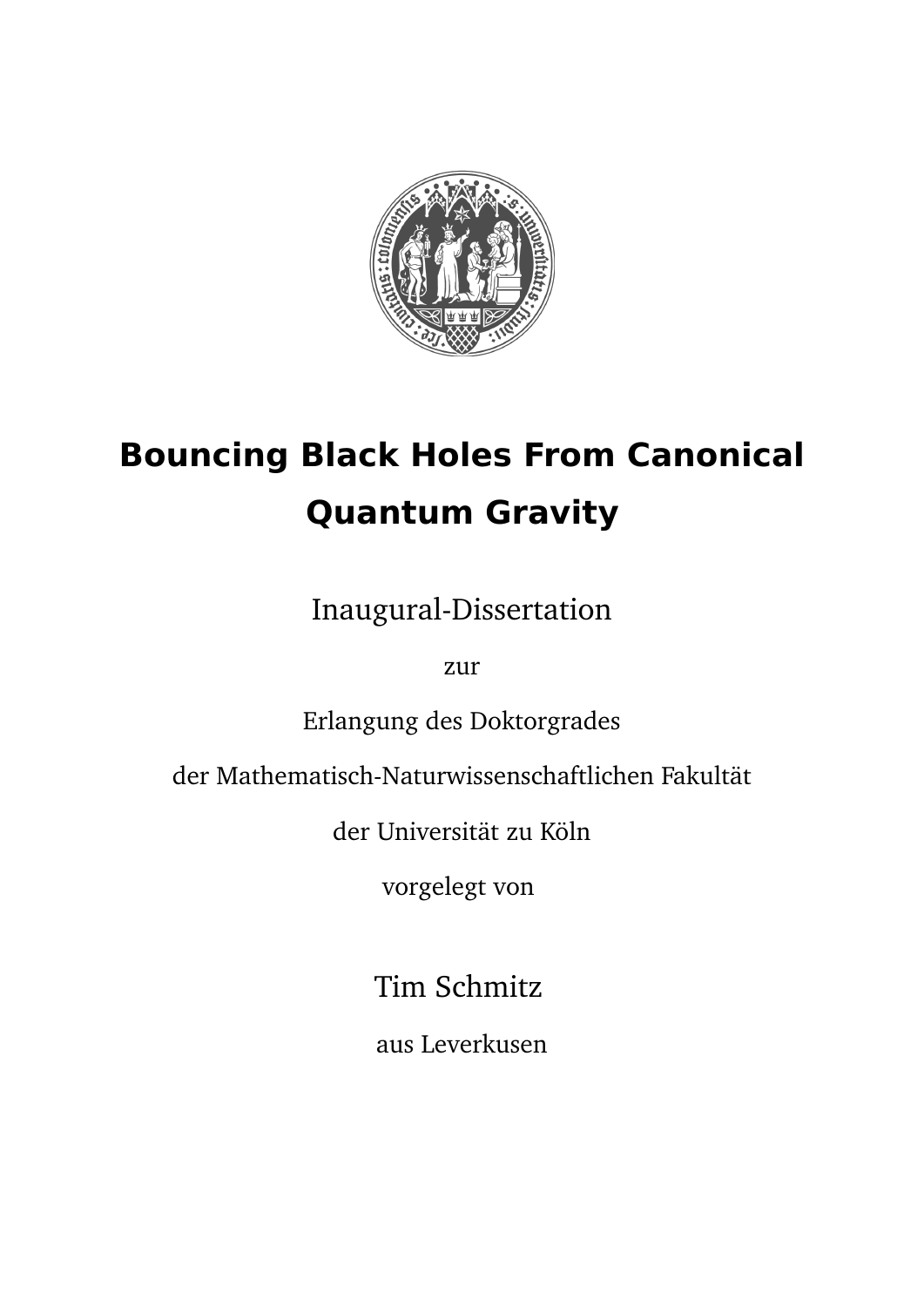# Bouncing Black Holes From Canonical Quantum Gravity

Inaugural-Dissertation

zur

Erlangung des Doktorgrades

der Mathematisch-Naturwissenschaftlichen Fakultät

der Universität zu Köln

vorgelegt von

Tim Schmitz

aus Leverkusen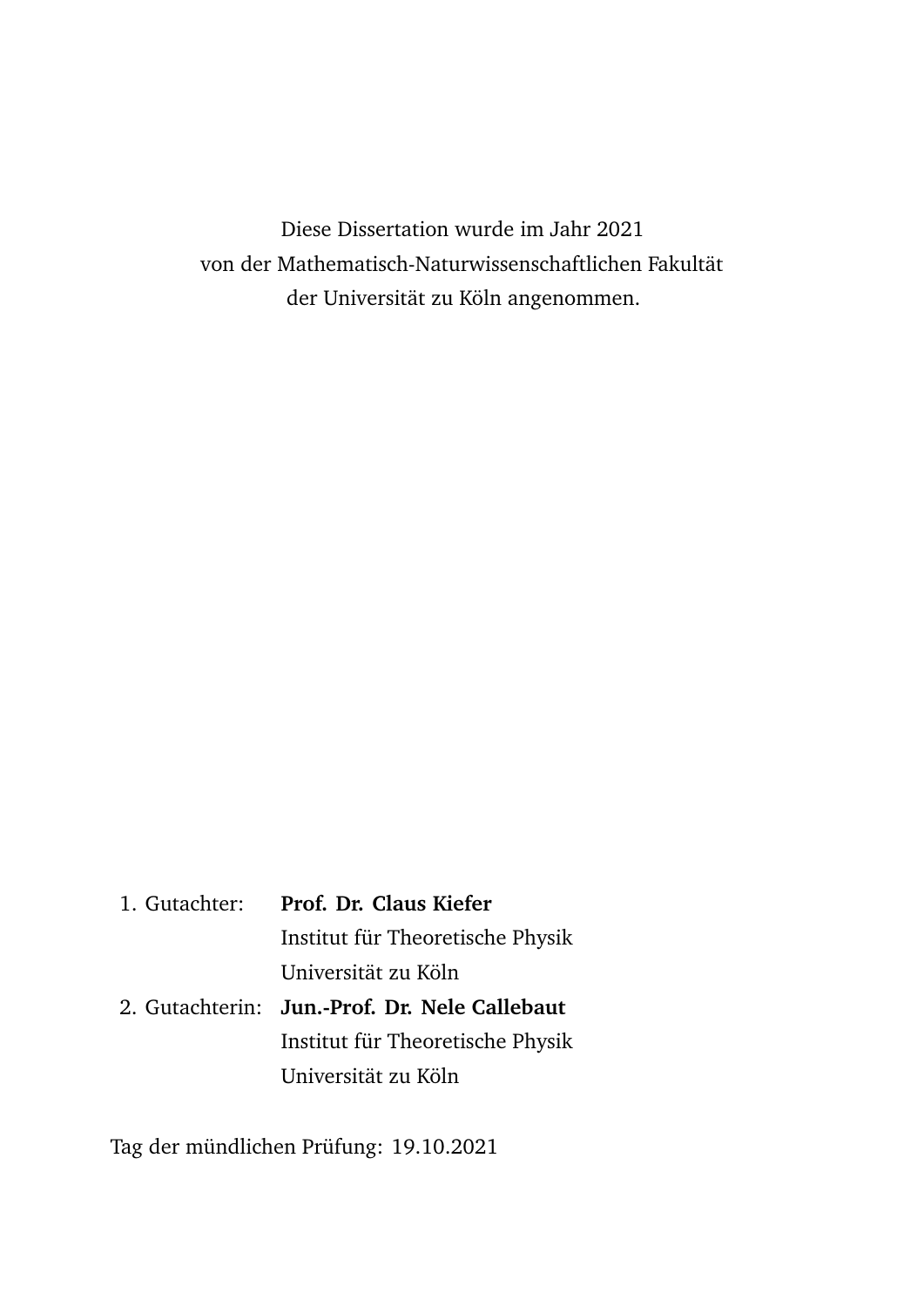Diese Dissertation wurde im Jahr 2021
von der Mathematisch-Naturwissenschaftlichen Fakultät
der Universität zu Köln angenommen.

1. Gutachter: **Prof. Dr. Claus Kiefer**
   Institut für Theoretische Physik
   Universität zu Köln
2. Gutachterin: **Jun.-Prof. Dr. Nele Callebaut**
   Institut für Theoretische Physik
   Universität zu Köln

Tag der mündlichen Prüfung: 19.10.2021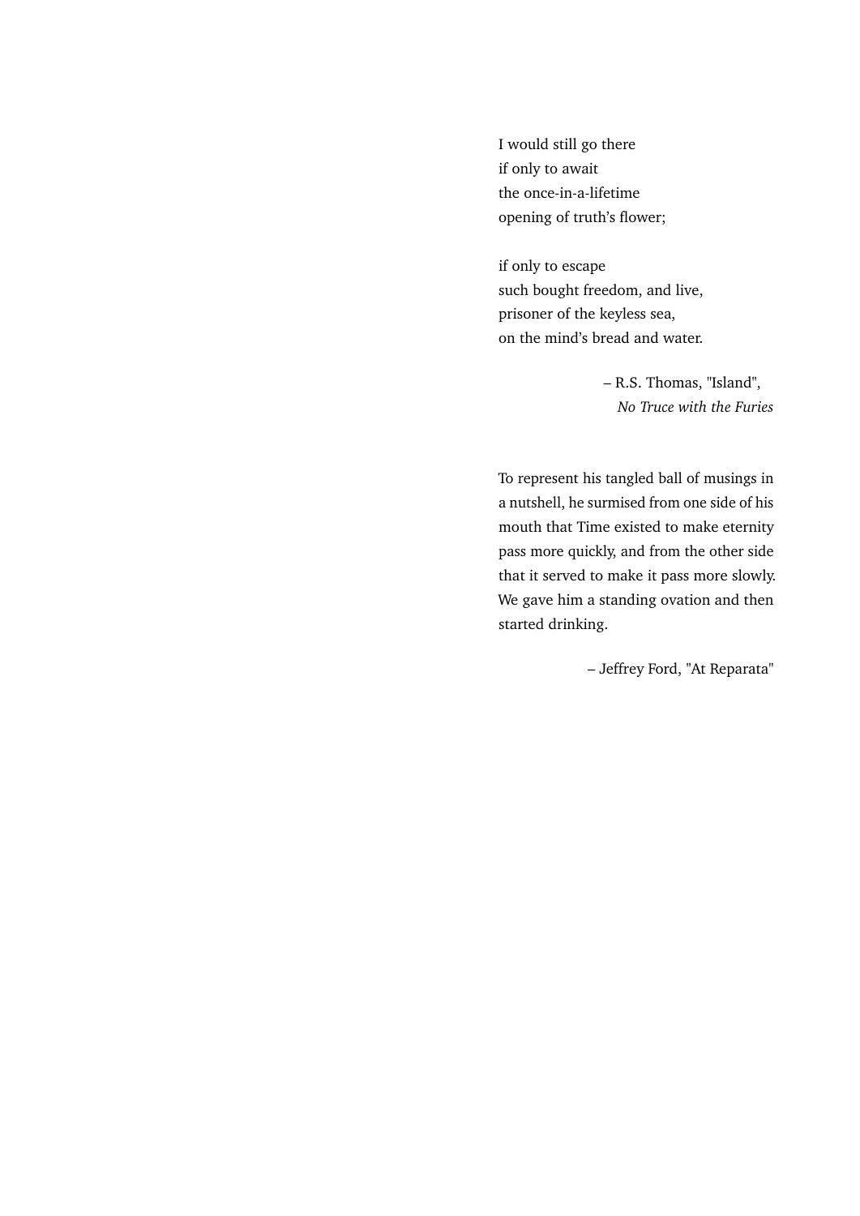I would still go there
if only to await
the once-in-a-lifetime
opening of truth's flower;

if only to escape
such bought freedom, and live,
prisoner of the keyless sea,
on the mind's bread and water.

– R.S. Thomas, "Island",
*No Truce with the Furies*

To represent his tangled ball of musings in a nutshell, he surmised from one side of his mouth that Time existed to make eternity pass more quickly, and from the other side that it served to make it pass more slowly. We gave him a standing ovation and then started drinking.

– Jeffrey Ford, "At Reparata"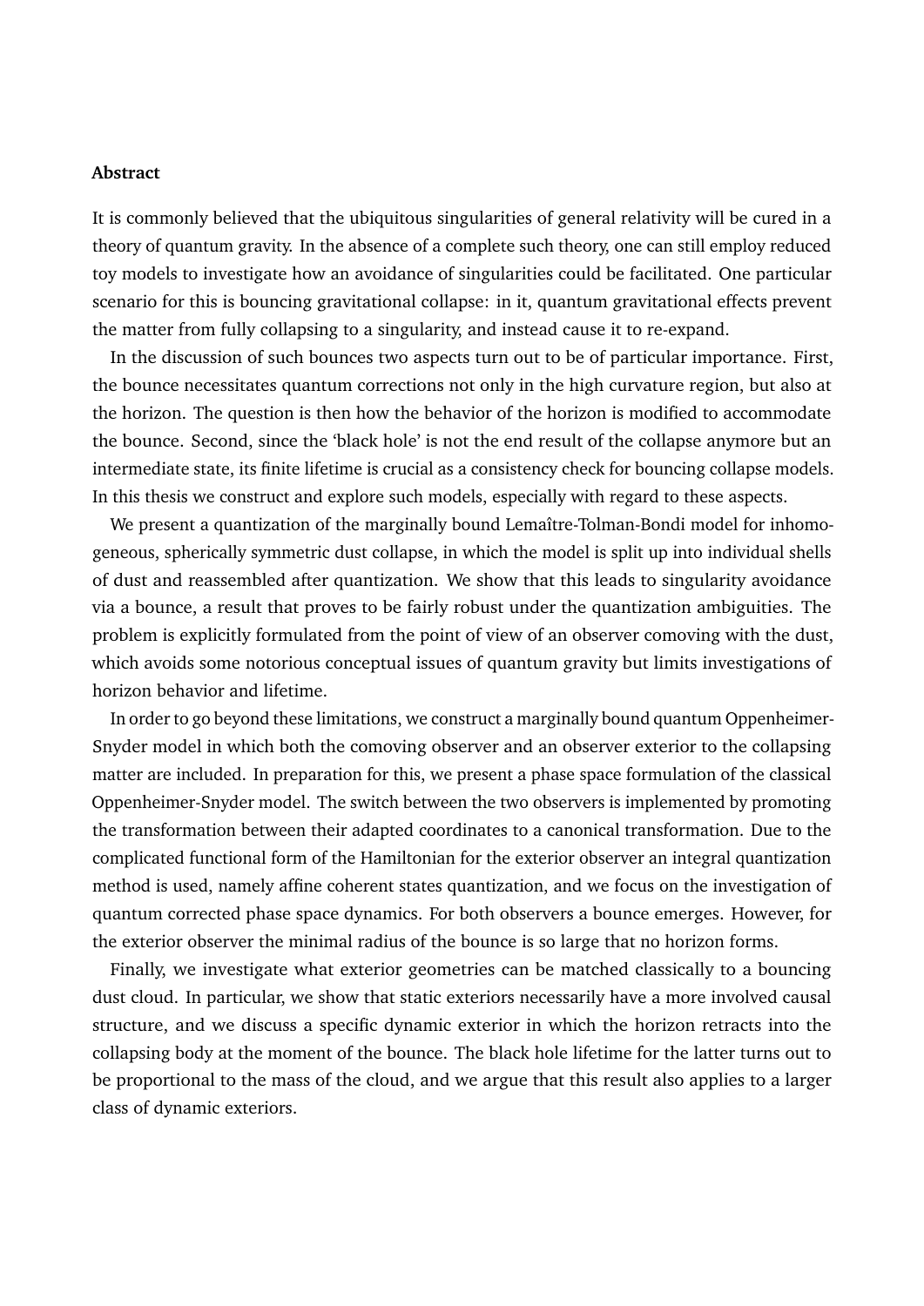**Abstract**

It is commonly believed that the ubiquitous singularities of general relativity will be cured in a theory of quantum gravity. In the absence of a complete such theory, one can still employ reduced toy models to investigate how an avoidance of singularities could be facilitated. One particular scenario for this is bouncing gravitational collapse: in it, quantum gravitational effects prevent the matter from fully collapsing to a singularity, and instead cause it to re-expand.

In the discussion of such bounces two aspects turn out to be of particular importance. First, the bounce necessitates quantum corrections not only in the high curvature region, but also at the horizon. The question is then how the behavior of the horizon is modified to accommodate the bounce. Second, since the 'black hole' is not the end result of the collapse anymore but an intermediate state, its finite lifetime is crucial as a consistency check for bouncing collapse models. In this thesis we construct and explore such models, especially with regard to these aspects.

We present a quantization of the marginally bound Lemaître-Tolman-Bondi model for inhomogeneous, spherically symmetric dust collapse, in which the model is split up into individual shells of dust and reassembled after quantization. We show that this leads to singularity avoidance via a bounce, a result that proves to be fairly robust under the quantization ambiguities. The problem is explicitly formulated from the point of view of an observer comoving with the dust, which avoids some notorious conceptual issues of quantum gravity but limits investigations of horizon behavior and lifetime.

In order to go beyond these limitations, we construct a marginally bound quantum Oppenheimer-Snyder model in which both the comoving observer and an observer exterior to the collapsing matter are included. In preparation for this, we present a phase space formulation of the classical Oppenheimer-Snyder model. The switch between the two observers is implemented by promoting the transformation between their adapted coordinates to a canonical transformation. Due to the complicated functional form of the Hamiltonian for the exterior observer an integral quantization method is used, namely affine coherent states quantization, and we focus on the investigation of quantum corrected phase space dynamics. For both observers a bounce emerges. However, for the exterior observer the minimal radius of the bounce is so large that no horizon forms.

Finally, we investigate what exterior geometries can be matched classically to a bouncing dust cloud. In particular, we show that static exteriors necessarily have a more involved causal structure, and we discuss a specific dynamic exterior in which the horizon retracts into the collapsing body at the moment of the bounce. The black hole lifetime for the latter turns out to be proportional to the mass of the cloud, and we argue that this result also applies to a larger class of dynamic exteriors.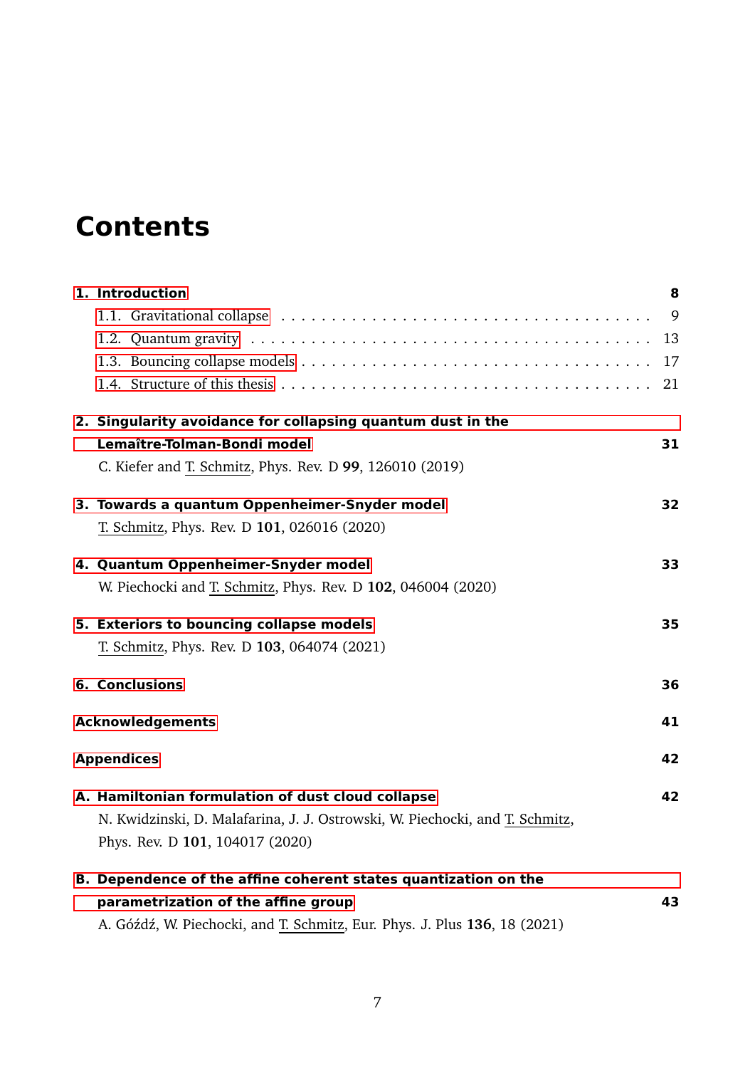# Contents

**1. Introduction** — **8**

- 1.1. Gravitational collapse — 9
- 1.2. Quantum gravity — 13
- 1.3. Bouncing collapse models — 17
- 1.4. Structure of this thesis — 21

**2. Singularity avoidance for collapsing quantum dust in the Lemaître-Tolman-Bondi model** — **31**

C. Kiefer and T. Schmitz, Phys. Rev. D **99**, 126010 (2019)

**3. Towards a quantum Oppenheimer-Snyder model** — **32**

T. Schmitz, Phys. Rev. D **101**, 026016 (2020)

**4. Quantum Oppenheimer-Snyder model** — **33**

W. Piechocki and T. Schmitz, Phys. Rev. D **102**, 046004 (2020)

**5. Exteriors to bouncing collapse models** — **35**

T. Schmitz, Phys. Rev. D **103**, 064074 (2021)

**6. Conclusions** — **36**

**Acknowledgements** — **41**

**Appendices** — **42**

**A. Hamiltonian formulation of dust cloud collapse** — **42**

N. Kwidzinski, D. Malafarina, J. J. Ostrowski, W. Piechocki, and T. Schmitz, Phys. Rev. D **101**, 104017 (2020)

**B. Dependence of the affine coherent states quantization on the parametrization of the affine group** — **43**

A. Góźdź, W. Piechocki, and T. Schmitz, Eur. Phys. J. Plus **136**, 18 (2021)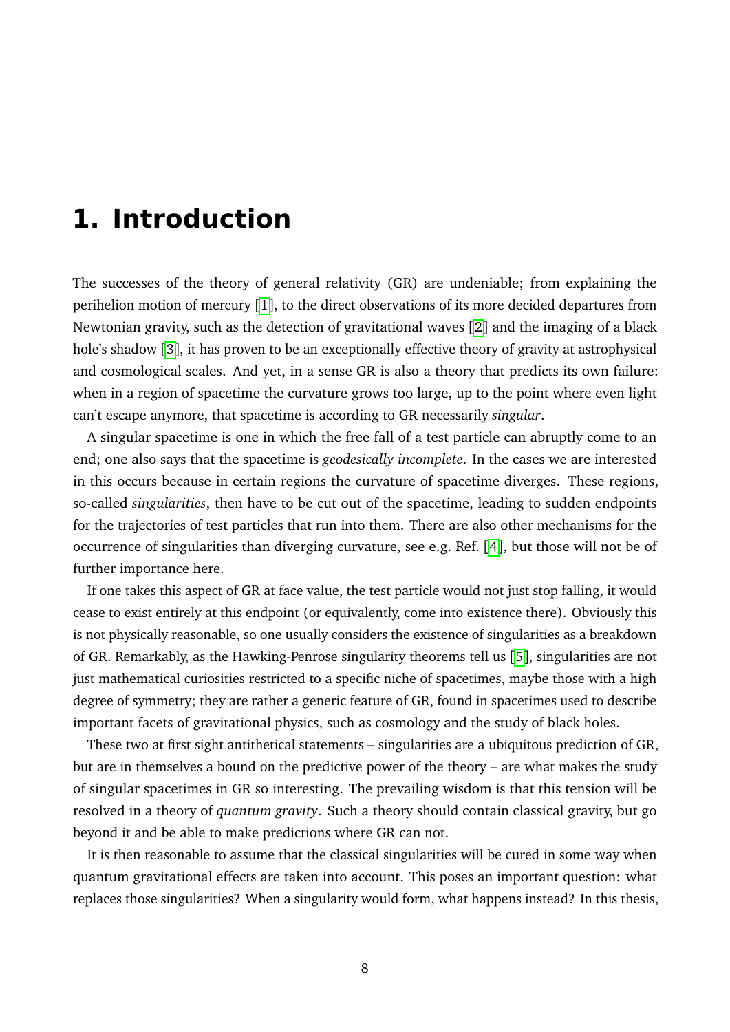# 1. Introduction

The successes of the theory of general relativity (GR) are undeniable; from explaining the perihelion motion of mercury [1], to the direct observations of its more decided departures from Newtonian gravity, such as the detection of gravitational waves [2] and the imaging of a black hole's shadow [3], it has proven to be an exceptionally effective theory of gravity at astrophysical and cosmological scales. And yet, in a sense GR is also a theory that predicts its own failure: when in a region of spacetime the curvature grows too large, up to the point where even light can't escape anymore, that spacetime is according to GR necessarily *singular*.

A singular spacetime is one in which the free fall of a test particle can abruptly come to an end; one also says that the spacetime is *geodesically incomplete*. In the cases we are interested in this occurs because in certain regions the curvature of spacetime diverges. These regions, so-called *singularities*, then have to be cut out of the spacetime, leading to sudden endpoints for the trajectories of test particles that run into them. There are also other mechanisms for the occurrence of singularities than diverging curvature, see e.g. Ref. [4], but those will not be of further importance here.

If one takes this aspect of GR at face value, the test particle would not just stop falling, it would cease to exist entirely at this endpoint (or equivalently, come into existence there). Obviously this is not physically reasonable, so one usually considers the existence of singularities as a breakdown of GR. Remarkably, as the Hawking-Penrose singularity theorems tell us [5], singularities are not just mathematical curiosities restricted to a specific niche of spacetimes, maybe those with a high degree of symmetry; they are rather a generic feature of GR, found in spacetimes used to describe important facets of gravitational physics, such as cosmology and the study of black holes.

These two at first sight antithetical statements – singularities are a ubiquitous prediction of GR, but are in themselves a bound on the predictive power of the theory – are what makes the study of singular spacetimes in GR so interesting. The prevailing wisdom is that this tension will be resolved in a theory of *quantum gravity*. Such a theory should contain classical gravity, but go beyond it and be able to make predictions where GR can not.

It is then reasonable to assume that the classical singularities will be cured in some way when quantum gravitational effects are taken into account. This poses an important question: what replaces those singularities? When a singularity would form, what happens instead? In this thesis,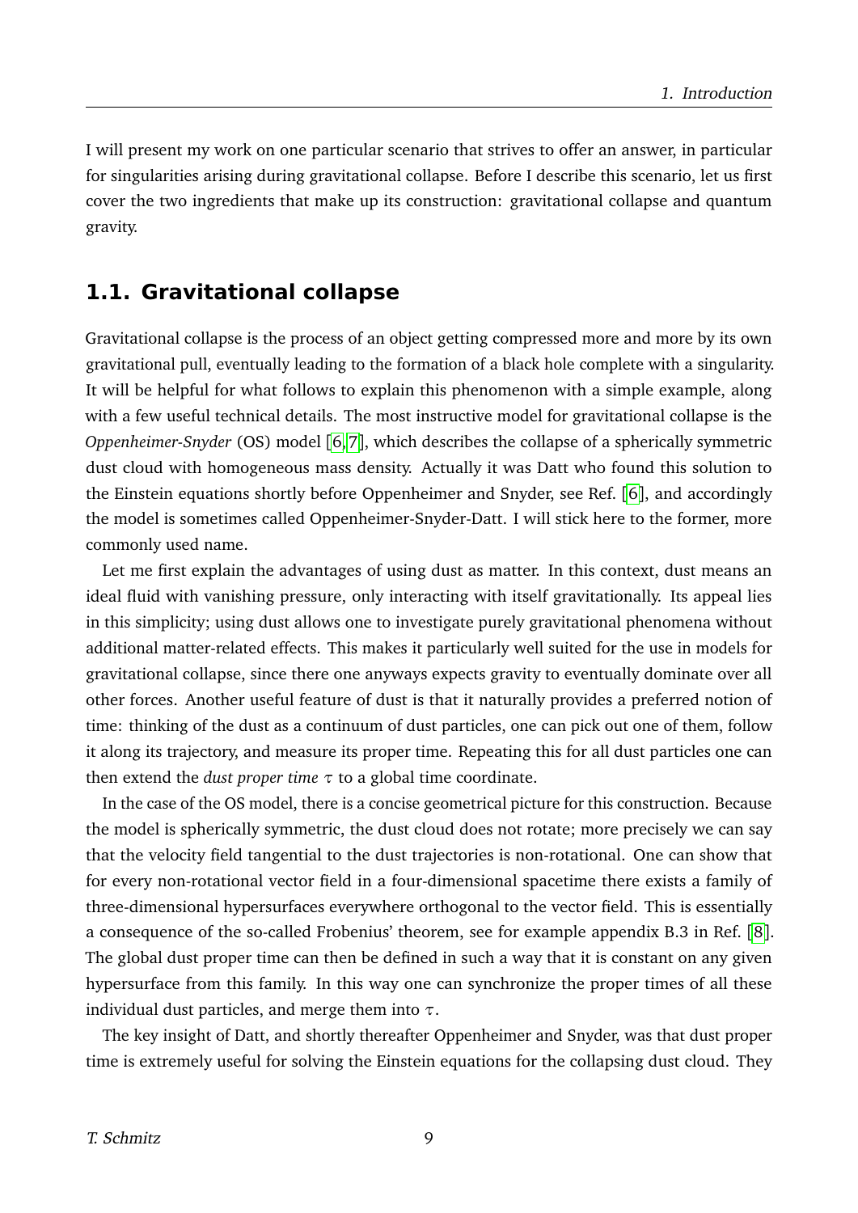I will present my work on one particular scenario that strives to offer an answer, in particular for singularities arising during gravitational collapse. Before I describe this scenario, let us first cover the two ingredients that make up its construction: gravitational collapse and quantum gravity.

## 1.1. Gravitational collapse

Gravitational collapse is the process of an object getting compressed more and more by its own gravitational pull, eventually leading to the formation of a black hole complete with a singularity. It will be helpful for what follows to explain this phenomenon with a simple example, along with a few useful technical details. The most instructive model for gravitational collapse is the *Oppenheimer-Snyder* (OS) model [6, 7], which describes the collapse of a spherically symmetric dust cloud with homogeneous mass density. Actually it was Datt who found this solution to the Einstein equations shortly before Oppenheimer and Snyder, see Ref. [6], and accordingly the model is sometimes called Oppenheimer-Snyder-Datt. I will stick here to the former, more commonly used name.

Let me first explain the advantages of using dust as matter. In this context, dust means an ideal fluid with vanishing pressure, only interacting with itself gravitationally. Its appeal lies in this simplicity; using dust allows one to investigate purely gravitational phenomena without additional matter-related effects. This makes it particularly well suited for the use in models for gravitational collapse, since there one anyways expects gravity to eventually dominate over all other forces. Another useful feature of dust is that it naturally provides a preferred notion of time: thinking of the dust as a continuum of dust particles, one can pick out one of them, follow it along its trajectory, and measure its proper time. Repeating this for all dust particles one can then extend the *dust proper time* $\tau$ to a global time coordinate.

In the case of the OS model, there is a concise geometrical picture for this construction. Because the model is spherically symmetric, the dust cloud does not rotate; more precisely we can say that the velocity field tangential to the dust trajectories is non-rotational. One can show that for every non-rotational vector field in a four-dimensional spacetime there exists a family of three-dimensional hypersurfaces everywhere orthogonal to the vector field. This is essentially a consequence of the so-called Frobenius' theorem, see for example appendix B.3 in Ref. [8]. The global dust proper time can then be defined in such a way that it is constant on any given hypersurface from this family. In this way one can synchronize the proper times of all these individual dust particles, and merge them into $\tau$.

The key insight of Datt, and shortly thereafter Oppenheimer and Snyder, was that dust proper time is extremely useful for solving the Einstein equations for the collapsing dust cloud. They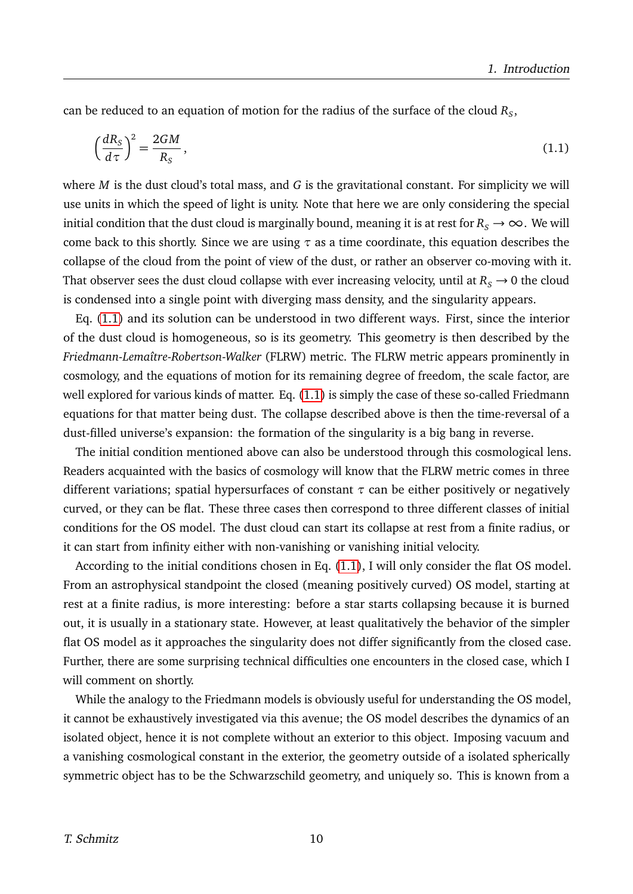can be reduced to an equation of motion for the radius of the surface of the cloud $R_S$,

$$\left(\frac{dR_S}{d\tau}\right)^2 = \frac{2GM}{R_S}\,, \tag{1.1}$$

where $M$ is the dust cloud's total mass, and $G$ is the gravitational constant. For simplicity we will use units in which the speed of light is unity. Note that here we are only considering the special initial condition that the dust cloud is marginally bound, meaning it is at rest for $R_S \to \infty$. We will come back to this shortly. Since we are using $\tau$ as a time coordinate, this equation describes the collapse of the cloud from the point of view of the dust, or rather an observer co-moving with it. That observer sees the dust cloud collapse with ever increasing velocity, until at $R_S \to 0$ the cloud is condensed into a single point with diverging mass density, and the singularity appears.

Eq. (1.1) and its solution can be understood in two different ways. First, since the interior of the dust cloud is homogeneous, so is its geometry. This geometry is then described by the *Friedmann-Lemaître-Robertson-Walker* (FLRW) metric. The FLRW metric appears prominently in cosmology, and the equations of motion for its remaining degree of freedom, the scale factor, are well explored for various kinds of matter. Eq. (1.1) is simply the case of these so-called Friedmann equations for that matter being dust. The collapse described above is then the time-reversal of a dust-filled universe's expansion: the formation of the singularity is a big bang in reverse.

The initial condition mentioned above can also be understood through this cosmological lens. Readers acquainted with the basics of cosmology will know that the FLRW metric comes in three different variations; spatial hypersurfaces of constant $\tau$ can be either positively or negatively curved, or they can be flat. These three cases then correspond to three different classes of initial conditions for the OS model. The dust cloud can start its collapse at rest from a finite radius, or it can start from infinity either with non-vanishing or vanishing initial velocity.

According to the initial conditions chosen in Eq. (1.1), I will only consider the flat OS model. From an astrophysical standpoint the closed (meaning positively curved) OS model, starting at rest at a finite radius, is more interesting: before a star starts collapsing because it is burned out, it is usually in a stationary state. However, at least qualitatively the behavior of the simpler flat OS model as it approaches the singularity does not differ significantly from the closed case. Further, there are some surprising technical difficulties one encounters in the closed case, which I will comment on shortly.

While the analogy to the Friedmann models is obviously useful for understanding the OS model, it cannot be exhaustively investigated via this avenue; the OS model describes the dynamics of an isolated object, hence it is not complete without an exterior to this object. Imposing vacuum and a vanishing cosmological constant in the exterior, the geometry outside of a isolated spherically symmetric object has to be the Schwarzschild geometry, and uniquely so. This is known from a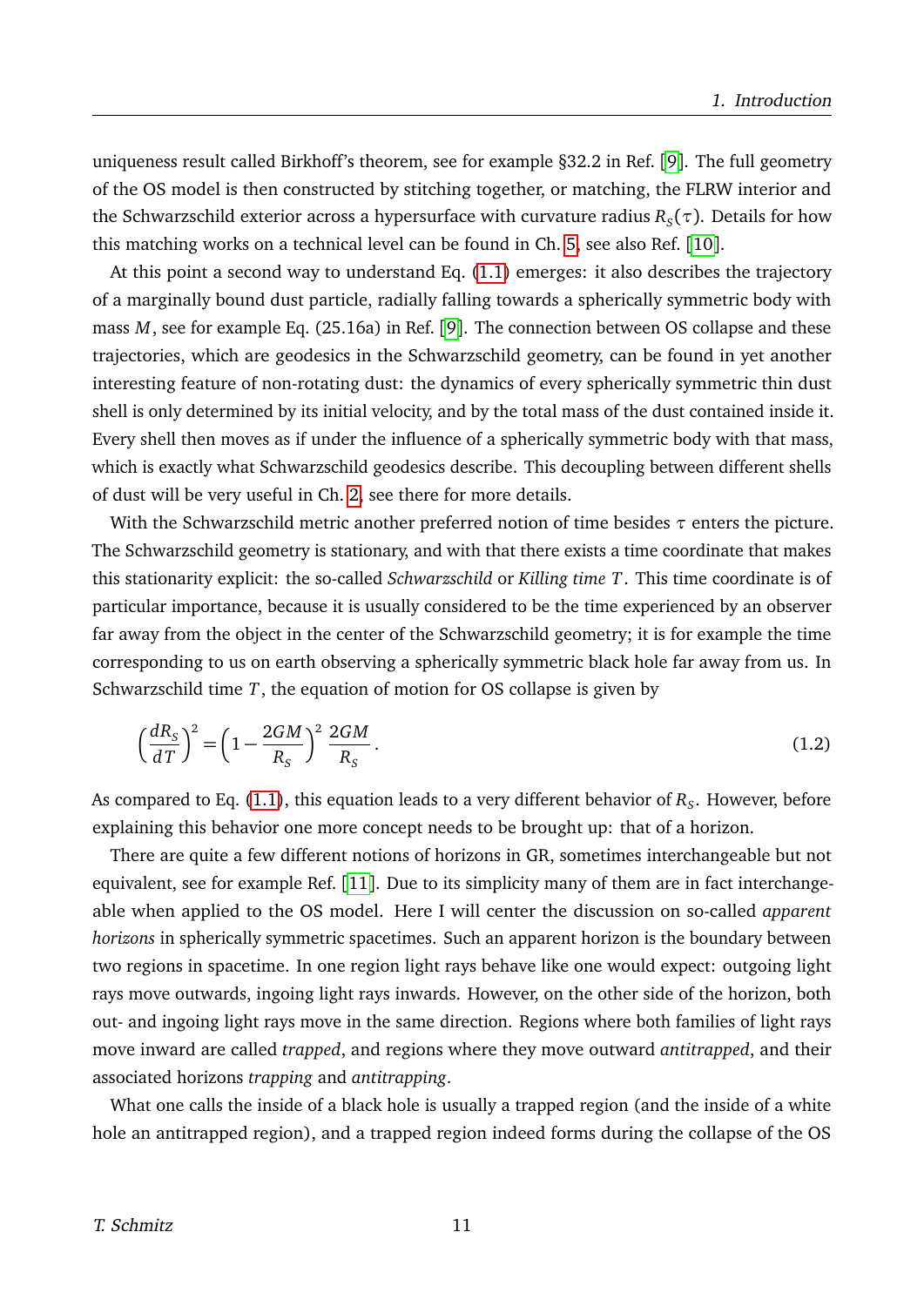uniqueness result called Birkhoff's theorem, see for example §32.2 in Ref. [9]. The full geometry of the OS model is then constructed by stitching together, or matching, the FLRW interior and the Schwarzschild exterior across a hypersurface with curvature radius $R_S(\tau)$. Details for how this matching works on a technical level can be found in Ch. 5, see also Ref. [10].

At this point a second way to understand Eq. (1.1) emerges: it also describes the trajectory of a marginally bound dust particle, radially falling towards a spherically symmetric body with mass $M$, see for example Eq. (25.16a) in Ref. [9]. The connection between OS collapse and these trajectories, which are geodesics in the Schwarzschild geometry, can be found in yet another interesting feature of non-rotating dust: the dynamics of every spherically symmetric thin dust shell is only determined by its initial velocity, and by the total mass of the dust contained inside it. Every shell then moves as if under the influence of a spherically symmetric body with that mass, which is exactly what Schwarzschild geodesics describe. This decoupling between different shells of dust will be very useful in Ch. 2, see there for more details.

With the Schwarzschild metric another preferred notion of time besides $\tau$ enters the picture. The Schwarzschild geometry is stationary, and with that there exists a time coordinate that makes this stationarity explicit: the so-called *Schwarzschild* or *Killing time* $T$. This time coordinate is of particular importance, because it is usually considered to be the time experienced by an observer far away from the object in the center of the Schwarzschild geometry; it is for example the time corresponding to us on earth observing a spherically symmetric black hole far away from us. In Schwarzschild time $T$, the equation of motion for OS collapse is given by

$$\left(\frac{dR_S}{dT}\right)^2 = \left(1 - \frac{2GM}{R_S}\right)^2 \frac{2GM}{R_S}. \tag{1.2}$$

As compared to Eq. (1.1), this equation leads to a very different behavior of $R_S$. However, before explaining this behavior one more concept needs to be brought up: that of a horizon.

There are quite a few different notions of horizons in GR, sometimes interchangeable but not equivalent, see for example Ref. [11]. Due to its simplicity many of them are in fact interchangeable when applied to the OS model. Here I will center the discussion on so-called *apparent horizons* in spherically symmetric spacetimes. Such an apparent horizon is the boundary between two regions in spacetime. In one region light rays behave like one would expect: outgoing light rays move outwards, ingoing light rays inwards. However, on the other side of the horizon, both out- and ingoing light rays move in the same direction. Regions where both families of light rays move inward are called *trapped*, and regions where they move outward *antitrapped*, and their associated horizons *trapping* and *antitrapping*.

What one calls the inside of a black hole is usually a trapped region (and the inside of a white hole an antitrapped region), and a trapped region indeed forms during the collapse of the OS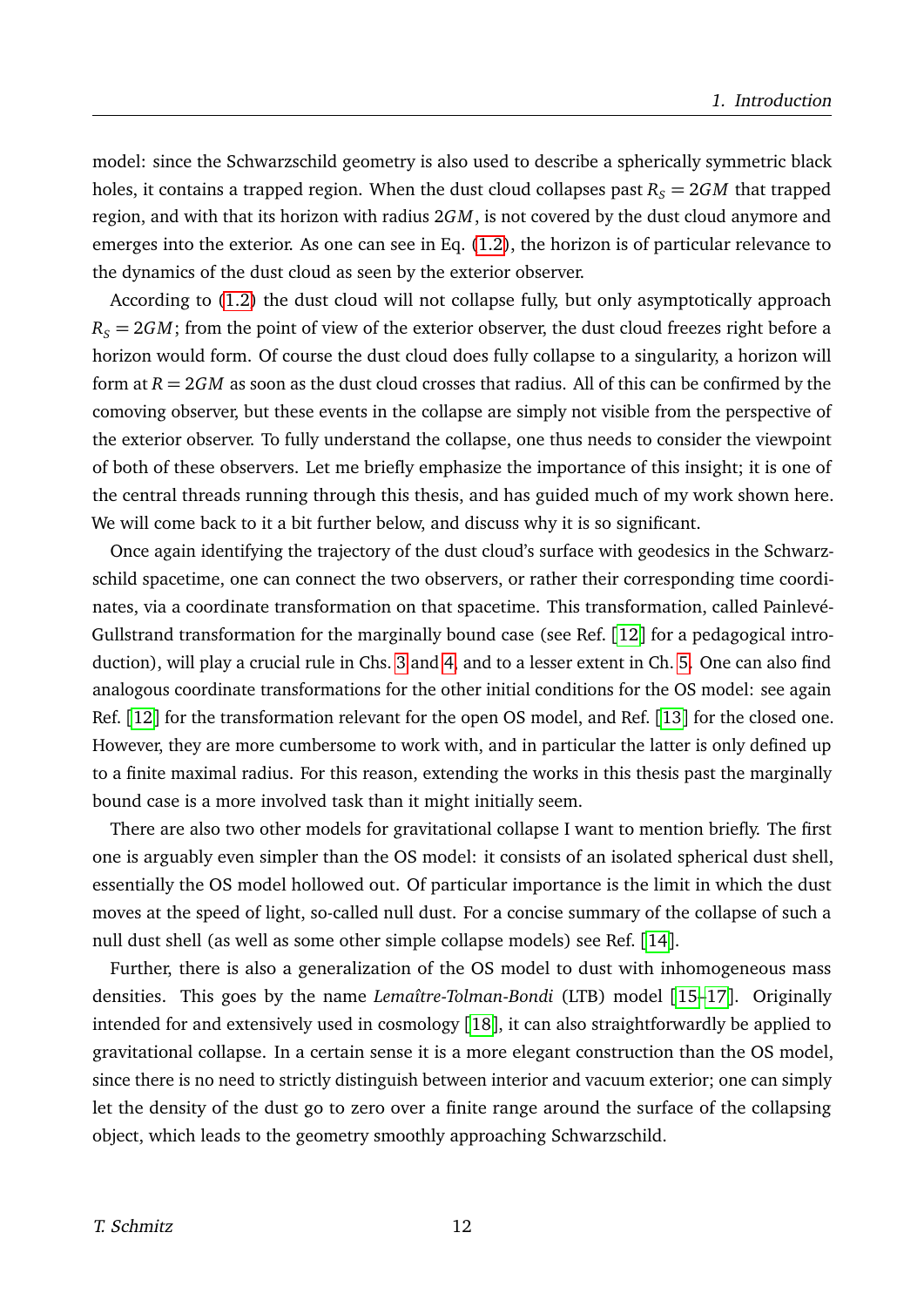model: since the Schwarzschild geometry is also used to describe a spherically symmetric black holes, it contains a trapped region. When the dust cloud collapses past $R_S = 2GM$ that trapped region, and with that its horizon with radius $2GM$, is not covered by the dust cloud anymore and emerges into the exterior. As one can see in Eq. (1.2), the horizon is of particular relevance to the dynamics of the dust cloud as seen by the exterior observer.

According to (1.2) the dust cloud will not collapse fully, but only asymptotically approach $R_S = 2GM$; from the point of view of the exterior observer, the dust cloud freezes right before a horizon would form. Of course the dust cloud does fully collapse to a singularity, a horizon will form at $R = 2GM$ as soon as the dust cloud crosses that radius. All of this can be confirmed by the comoving observer, but these events in the collapse are simply not visible from the perspective of the exterior observer. To fully understand the collapse, one thus needs to consider the viewpoint of both of these observers. Let me briefly emphasize the importance of this insight; it is one of the central threads running through this thesis, and has guided much of my work shown here. We will come back to it a bit further below, and discuss why it is so significant.

Once again identifying the trajectory of the dust cloud's surface with geodesics in the Schwarzschild spacetime, one can connect the two observers, or rather their corresponding time coordinates, via a coordinate transformation on that spacetime. This transformation, called Painlevé-Gullstrand transformation for the marginally bound case (see Ref. [12] for a pedagogical introduction), will play a crucial rule in Chs. 3 and 4, and to a lesser extent in Ch. 5. One can also find analogous coordinate transformations for the other initial conditions for the OS model: see again Ref. [12] for the transformation relevant for the open OS model, and Ref. [13] for the closed one. However, they are more cumbersome to work with, and in particular the latter is only defined up to a finite maximal radius. For this reason, extending the works in this thesis past the marginally bound case is a more involved task than it might initially seem.

There are also two other models for gravitational collapse I want to mention briefly. The first one is arguably even simpler than the OS model: it consists of an isolated spherical dust shell, essentially the OS model hollowed out. Of particular importance is the limit in which the dust moves at the speed of light, so-called null dust. For a concise summary of the collapse of such a null dust shell (as well as some other simple collapse models) see Ref. [14].

Further, there is also a generalization of the OS model to dust with inhomogeneous mass densities. This goes by the name *Lemaître-Tolman-Bondi* (LTB) model [15–17]. Originally intended for and extensively used in cosmology [18], it can also straightforwardly be applied to gravitational collapse. In a certain sense it is a more elegant construction than the OS model, since there is no need to strictly distinguish between interior and vacuum exterior; one can simply let the density of the dust go to zero over a finite range around the surface of the collapsing object, which leads to the geometry smoothly approaching Schwarzschild.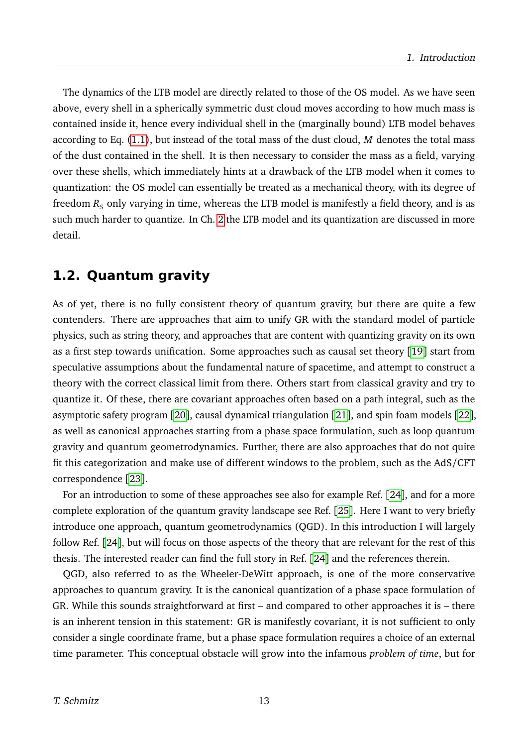The dynamics of the LTB model are directly related to those of the OS model. As we have seen above, every shell in a spherically symmetric dust cloud moves according to how much mass is contained inside it, hence every individual shell in the (marginally bound) LTB model behaves according to Eq. (1.1), but instead of the total mass of the dust cloud, $M$ denotes the total mass of the dust contained in the shell. It is then necessary to consider the mass as a field, varying over these shells, which immediately hints at a drawback of the LTB model when it comes to quantization: the OS model can essentially be treated as a mechanical theory, with its degree of freedom $R_S$ only varying in time, whereas the LTB model is manifestly a field theory, and is as such much harder to quantize. In Ch. 2 the LTB model and its quantization are discussed in more detail.

## 1.2. Quantum gravity

As of yet, there is no fully consistent theory of quantum gravity, but there are quite a few contenders. There are approaches that aim to unify GR with the standard model of particle physics, such as string theory, and approaches that are content with quantizing gravity on its own as a first step towards unification. Some approaches such as causal set theory [19] start from speculative assumptions about the fundamental nature of spacetime, and attempt to construct a theory with the correct classical limit from there. Others start from classical gravity and try to quantize it. Of these, there are covariant approaches often based on a path integral, such as the asymptotic safety program [20], causal dynamical triangulation [21], and spin foam models [22], as well as canonical approaches starting from a phase space formulation, such as loop quantum gravity and quantum geometrodynamics. Further, there are also approaches that do not quite fit this categorization and make use of different windows to the problem, such as the AdS/CFT correspondence [23].

For an introduction to some of these approaches see also for example Ref. [24], and for a more complete exploration of the quantum gravity landscape see Ref. [25]. Here I want to very briefly introduce one approach, quantum geometrodynamics (QGD). In this introduction I will largely follow Ref. [24], but will focus on those aspects of the theory that are relevant for the rest of this thesis. The interested reader can find the full story in Ref. [24] and the references therein.

QGD, also referred to as the Wheeler-DeWitt approach, is one of the more conservative approaches to quantum gravity. It is the canonical quantization of a phase space formulation of GR. While this sounds straightforward at first – and compared to other approaches it is – there is an inherent tension in this statement: GR is manifestly covariant, it is not sufficient to only consider a single coordinate frame, but a phase space formulation requires a choice of an external time parameter. This conceptual obstacle will grow into the infamous *problem of time*, but for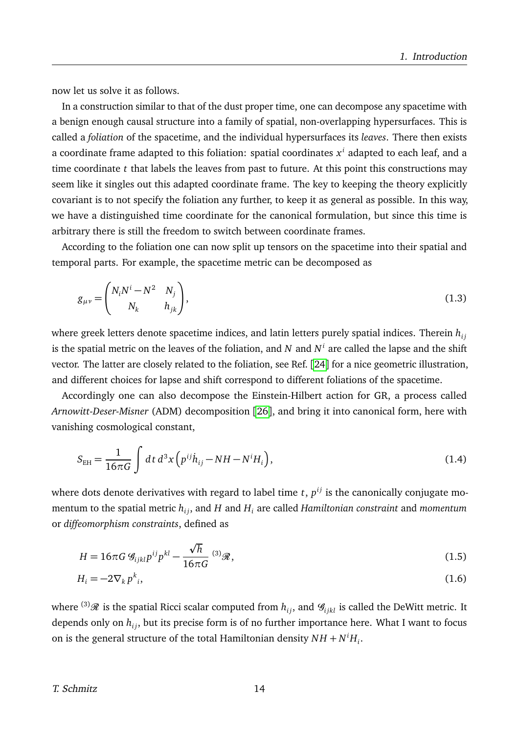now let us solve it as follows.

In a construction similar to that of the dust proper time, one can decompose any spacetime with a benign enough causal structure into a family of spatial, non-overlapping hypersurfaces. This is called a *foliation* of the spacetime, and the individual hypersurfaces its *leaves*. There then exists a coordinate frame adapted to this foliation: spatial coordinates $x^i$ adapted to each leaf, and a time coordinate $t$ that labels the leaves from past to future. At this point this constructions may seem like it singles out this adapted coordinate frame. The key to keeping the theory explicitly covariant is to not specify the foliation any further, to keep it as general as possible. In this way, we have a distinguished time coordinate for the canonical formulation, but since this time is arbitrary there is still the freedom to switch between coordinate frames.

According to the foliation one can now split up tensors on the spacetime into their spatial and temporal parts. For example, the spacetime metric can be decomposed as

$$g_{\mu\nu} = \begin{pmatrix} N_i N^i - N^2 & N_j \\ N_k & h_{jk} \end{pmatrix}, \tag{1.3}$$

where greek letters denote spacetime indices, and latin letters purely spatial indices. Therein $h_{ij}$ is the spatial metric on the leaves of the foliation, and $N$ and $N^i$ are called the lapse and the shift vector. The latter are closely related to the foliation, see Ref. [24] for a nice geometric illustration, and different choices for lapse and shift correspond to different foliations of the spacetime.

Accordingly one can also decompose the Einstein-Hilbert action for GR, a process called *Arnowitt-Deser-Misner* (ADM) decomposition [26], and bring it into canonical form, here with vanishing cosmological constant,

$$S_{\text{EH}} = \frac{1}{16\pi G} \int dt\, d^3x \left( p^{ij} \dot{h}_{ij} - NH - N^i H_i \right), \tag{1.4}$$

where dots denote derivatives with regard to label time $t$, $p^{ij}$ is the canonically conjugate momentum to the spatial metric $h_{ij}$, and $H$ and $H_i$ are called *Hamiltonian constraint* and *momentum* or *diffeomorphism constraints*, defined as

$$H = 16\pi G\, \mathcal{G}_{ijkl} p^{ij} p^{kl} - \frac{\sqrt{h}}{16\pi G}\, {}^{(3)}\mathcal{R}, \tag{1.5}$$

$$H_i = -2\nabla_k p^k{}_i, \tag{1.6}$$

where ${}^{(3)}\mathcal{R}$ is the spatial Ricci scalar computed from $h_{ij}$, and $\mathcal{G}_{ijkl}$ is called the DeWitt metric. It depends only on $h_{ij}$, but its precise form is of no further importance here. What I want to focus on is the general structure of the total Hamiltonian density $NH + N^i H_i$.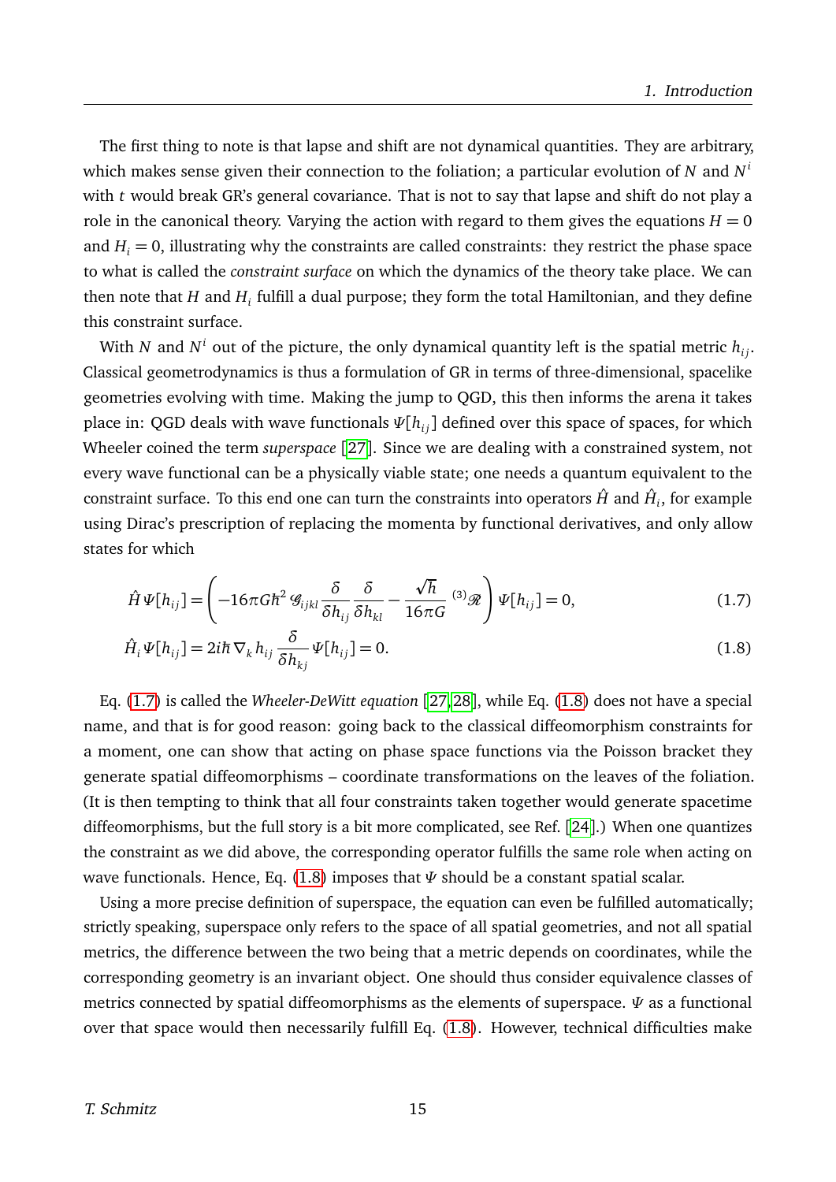The first thing to note is that lapse and shift are not dynamical quantities. They are arbitrary, which makes sense given their connection to the foliation; a particular evolution of $N$ and $N^i$ with $t$ would break GR's general covariance. That is not to say that lapse and shift do not play a role in the canonical theory. Varying the action with regard to them gives the equations $H = 0$ and $H_i = 0$, illustrating why the constraints are called constraints: they restrict the phase space to what is called the *constraint surface* on which the dynamics of the theory take place. We can then note that $H$ and $H_i$ fulfill a dual purpose; they form the total Hamiltonian, and they define this constraint surface.

With $N$ and $N^i$ out of the picture, the only dynamical quantity left is the spatial metric $h_{ij}$. Classical geometrodynamics is thus a formulation of GR in terms of three-dimensional, spacelike geometries evolving with time. Making the jump to QGD, this then informs the arena it takes place in: QGD deals with wave functionals $\Psi[h_{ij}]$ defined over this space of spaces, for which Wheeler coined the term *superspace* [27]. Since we are dealing with a constrained system, not every wave functional can be a physically viable state; one needs a quantum equivalent to the constraint surface. To this end one can turn the constraints into operators $\hat{H}$ and $\hat{H}_i$, for example using Dirac's prescription of replacing the momenta by functional derivatives, and only allow states for which

$$\hat{H}\,\Psi[h_{ij}] = \left( -16\pi G\hbar^2\, \mathcal{G}_{ijkl} \frac{\delta}{\delta h_{ij}} \frac{\delta}{\delta h_{kl}} - \frac{\sqrt{h}}{16\pi G}\, {}^{(3)}\mathcal{R} \right) \Psi[h_{ij}] = 0, \tag{1.7}$$

$$\hat{H}_i\,\Psi[h_{ij}] = 2i\hbar\, \nabla_k\, h_{ij} \frac{\delta}{\delta h_{kj}} \Psi[h_{ij}] = 0. \tag{1.8}$$

Eq. (1.7) is called the *Wheeler-DeWitt equation* [27,28], while Eq. (1.8) does not have a special name, and that is for good reason: going back to the classical diffeomorphism constraints for a moment, one can show that acting on phase space functions via the Poisson bracket they generate spatial diffeomorphisms – coordinate transformations on the leaves of the foliation. (It is then tempting to think that all four constraints taken together would generate spacetime diffeomorphisms, but the full story is a bit more complicated, see Ref. [24].) When one quantizes the constraint as we did above, the corresponding operator fulfills the same role when acting on wave functionals. Hence, Eq. (1.8) imposes that $\Psi$ should be a constant spatial scalar.

Using a more precise definition of superspace, the equation can even be fulfilled automatically; strictly speaking, superspace only refers to the space of all spatial geometries, and not all spatial metrics, the difference between the two being that a metric depends on coordinates, while the corresponding geometry is an invariant object. One should thus consider equivalence classes of metrics connected by spatial diffeomorphisms as the elements of superspace. $\Psi$ as a functional over that space would then necessarily fulfill Eq. (1.8). However, technical difficulties make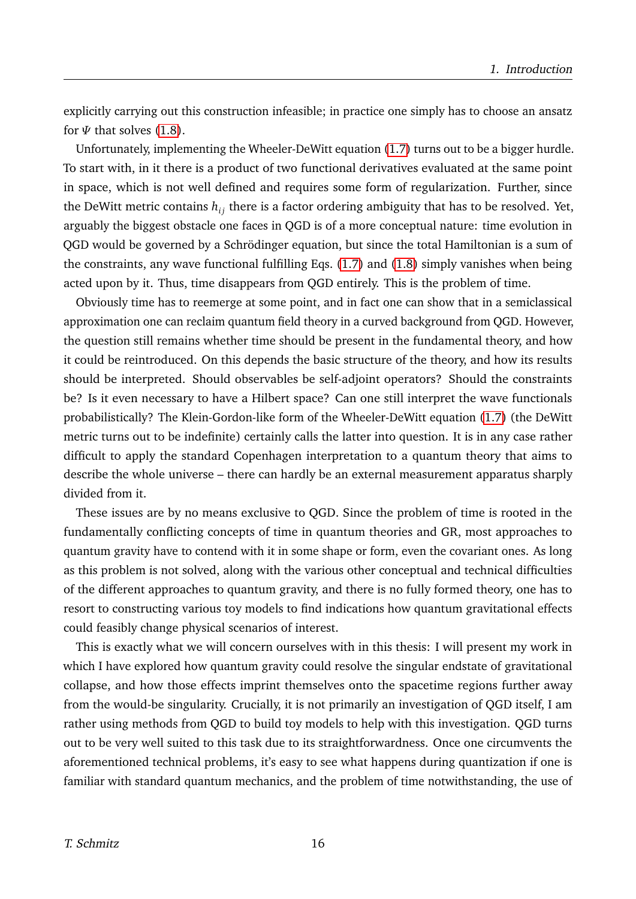explicitly carrying out this construction infeasible; in practice one simply has to choose an ansatz for $\Psi$ that solves (1.8).

Unfortunately, implementing the Wheeler-DeWitt equation (1.7) turns out to be a bigger hurdle. To start with, in it there is a product of two functional derivatives evaluated at the same point in space, which is not well defined and requires some form of regularization. Further, since the DeWitt metric contains $h_{ij}$ there is a factor ordering ambiguity that has to be resolved. Yet, arguably the biggest obstacle one faces in QGD is of a more conceptual nature: time evolution in QGD would be governed by a Schrödinger equation, but since the total Hamiltonian is a sum of the constraints, any wave functional fulfilling Eqs. (1.7) and (1.8) simply vanishes when being acted upon by it. Thus, time disappears from QGD entirely. This is the problem of time.

Obviously time has to reemerge at some point, and in fact one can show that in a semiclassical approximation one can reclaim quantum field theory in a curved background from QGD. However, the question still remains whether time should be present in the fundamental theory, and how it could be reintroduced. On this depends the basic structure of the theory, and how its results should be interpreted. Should observables be self-adjoint operators? Should the constraints be? Is it even necessary to have a Hilbert space? Can one still interpret the wave functionals probabilistically? The Klein-Gordon-like form of the Wheeler-DeWitt equation (1.7) (the DeWitt metric turns out to be indefinite) certainly calls the latter into question. It is in any case rather difficult to apply the standard Copenhagen interpretation to a quantum theory that aims to describe the whole universe – there can hardly be an external measurement apparatus sharply divided from it.

These issues are by no means exclusive to QGD. Since the problem of time is rooted in the fundamentally conflicting concepts of time in quantum theories and GR, most approaches to quantum gravity have to contend with it in some shape or form, even the covariant ones. As long as this problem is not solved, along with the various other conceptual and technical difficulties of the different approaches to quantum gravity, and there is no fully formed theory, one has to resort to constructing various toy models to find indications how quantum gravitational effects could feasibly change physical scenarios of interest.

This is exactly what we will concern ourselves with in this thesis: I will present my work in which I have explored how quantum gravity could resolve the singular endstate of gravitational collapse, and how those effects imprint themselves onto the spacetime regions further away from the would-be singularity. Crucially, it is not primarily an investigation of QGD itself, I am rather using methods from QGD to build toy models to help with this investigation. QGD turns out to be very well suited to this task due to its straightforwardness. Once one circumvents the aforementioned technical problems, it's easy to see what happens during quantization if one is familiar with standard quantum mechanics, and the problem of time notwithstanding, the use of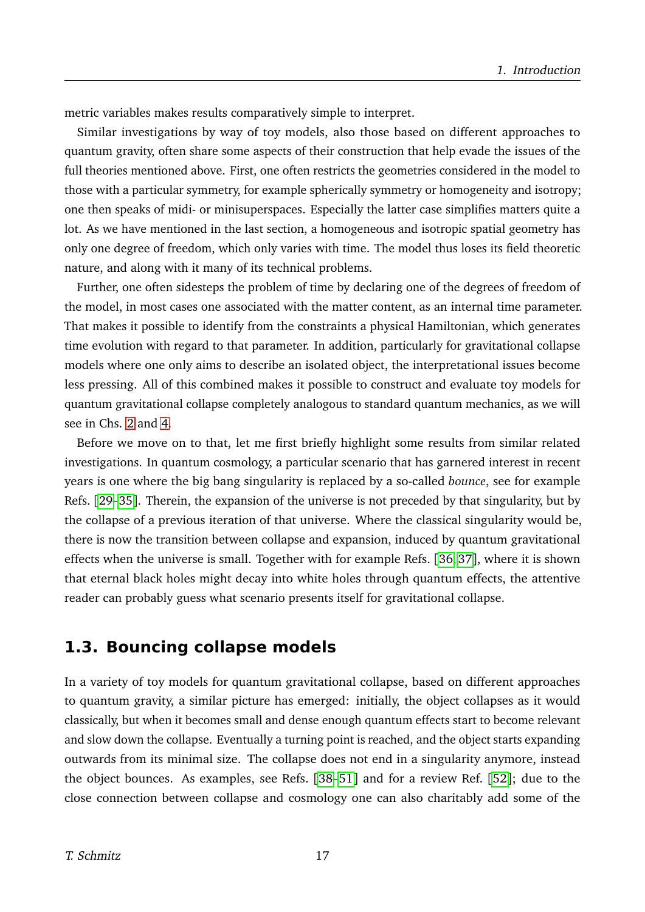metric variables makes results comparatively simple to interpret.

Similar investigations by way of toy models, also those based on different approaches to quantum gravity, often share some aspects of their construction that help evade the issues of the full theories mentioned above. First, one often restricts the geometries considered in the model to those with a particular symmetry, for example spherically symmetry or homogeneity and isotropy; one then speaks of midi- or minisuperspaces. Especially the latter case simplifies matters quite a lot. As we have mentioned in the last section, a homogeneous and isotropic spatial geometry has only one degree of freedom, which only varies with time. The model thus loses its field theoretic nature, and along with it many of its technical problems.

Further, one often sidesteps the problem of time by declaring one of the degrees of freedom of the model, in most cases one associated with the matter content, as an internal time parameter. That makes it possible to identify from the constraints a physical Hamiltonian, which generates time evolution with regard to that parameter. In addition, particularly for gravitational collapse models where one only aims to describe an isolated object, the interpretational issues become less pressing. All of this combined makes it possible to construct and evaluate toy models for quantum gravitational collapse completely analogous to standard quantum mechanics, as we will see in Chs. 2 and 4.

Before we move on to that, let me first briefly highlight some results from similar related investigations. In quantum cosmology, a particular scenario that has garnered interest in recent years is one where the big bang singularity is replaced by a so-called *bounce*, see for example Refs. [29–35]. Therein, the expansion of the universe is not preceded by that singularity, but by the collapse of a previous iteration of that universe. Where the classical singularity would be, there is now the transition between collapse and expansion, induced by quantum gravitational effects when the universe is small. Together with for example Refs. [36, 37], where it is shown that eternal black holes might decay into white holes through quantum effects, the attentive reader can probably guess what scenario presents itself for gravitational collapse.

## 1.3. Bouncing collapse models

In a variety of toy models for quantum gravitational collapse, based on different approaches to quantum gravity, a similar picture has emerged: initially, the object collapses as it would classically, but when it becomes small and dense enough quantum effects start to become relevant and slow down the collapse. Eventually a turning point is reached, and the object starts expanding outwards from its minimal size. The collapse does not end in a singularity anymore, instead the object bounces. As examples, see Refs. [38–51] and for a review Ref. [52]; due to the close connection between collapse and cosmology one can also charitably add some of the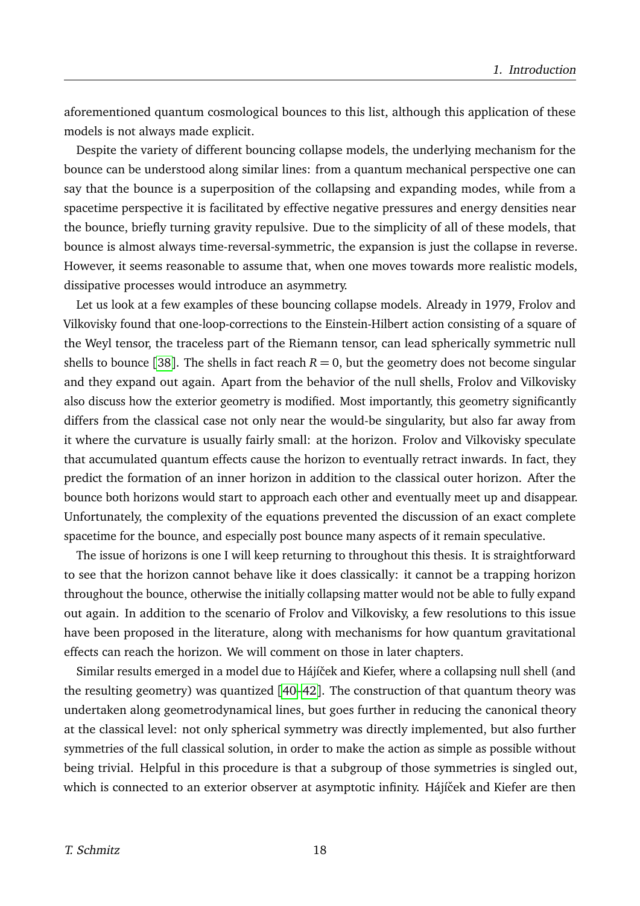aforementioned quantum cosmological bounces to this list, although this application of these models is not always made explicit.

Despite the variety of different bouncing collapse models, the underlying mechanism for the bounce can be understood along similar lines: from a quantum mechanical perspective one can say that the bounce is a superposition of the collapsing and expanding modes, while from a spacetime perspective it is facilitated by effective negative pressures and energy densities near the bounce, briefly turning gravity repulsive. Due to the simplicity of all of these models, that bounce is almost always time-reversal-symmetric, the expansion is just the collapse in reverse. However, it seems reasonable to assume that, when one moves towards more realistic models, dissipative processes would introduce an asymmetry.

Let us look at a few examples of these bouncing collapse models. Already in 1979, Frolov and Vilkovisky found that one-loop-corrections to the Einstein-Hilbert action consisting of a square of the Weyl tensor, the traceless part of the Riemann tensor, can lead spherically symmetric null shells to bounce [38]. The shells in fact reach $R = 0$, but the geometry does not become singular and they expand out again. Apart from the behavior of the null shells, Frolov and Vilkovisky also discuss how the exterior geometry is modified. Most importantly, this geometry significantly differs from the classical case not only near the would-be singularity, but also far away from it where the curvature is usually fairly small: at the horizon. Frolov and Vilkovisky speculate that accumulated quantum effects cause the horizon to eventually retract inwards. In fact, they predict the formation of an inner horizon in addition to the classical outer horizon. After the bounce both horizons would start to approach each other and eventually meet up and disappear. Unfortunately, the complexity of the equations prevented the discussion of an exact complete spacetime for the bounce, and especially post bounce many aspects of it remain speculative.

The issue of horizons is one I will keep returning to throughout this thesis. It is straightforward to see that the horizon cannot behave like it does classically: it cannot be a trapping horizon throughout the bounce, otherwise the initially collapsing matter would not be able to fully expand out again. In addition to the scenario of Frolov and Vilkovisky, a few resolutions to this issue have been proposed in the literature, along with mechanisms for how quantum gravitational effects can reach the horizon. We will comment on those in later chapters.

Similar results emerged in a model due to Hájíček and Kiefer, where a collapsing null shell (and the resulting geometry) was quantized [40–42]. The construction of that quantum theory was undertaken along geometrodynamical lines, but goes further in reducing the canonical theory at the classical level: not only spherical symmetry was directly implemented, but also further symmetries of the full classical solution, in order to make the action as simple as possible without being trivial. Helpful in this procedure is that a subgroup of those symmetries is singled out, which is connected to an exterior observer at asymptotic infinity. Hájíček and Kiefer are then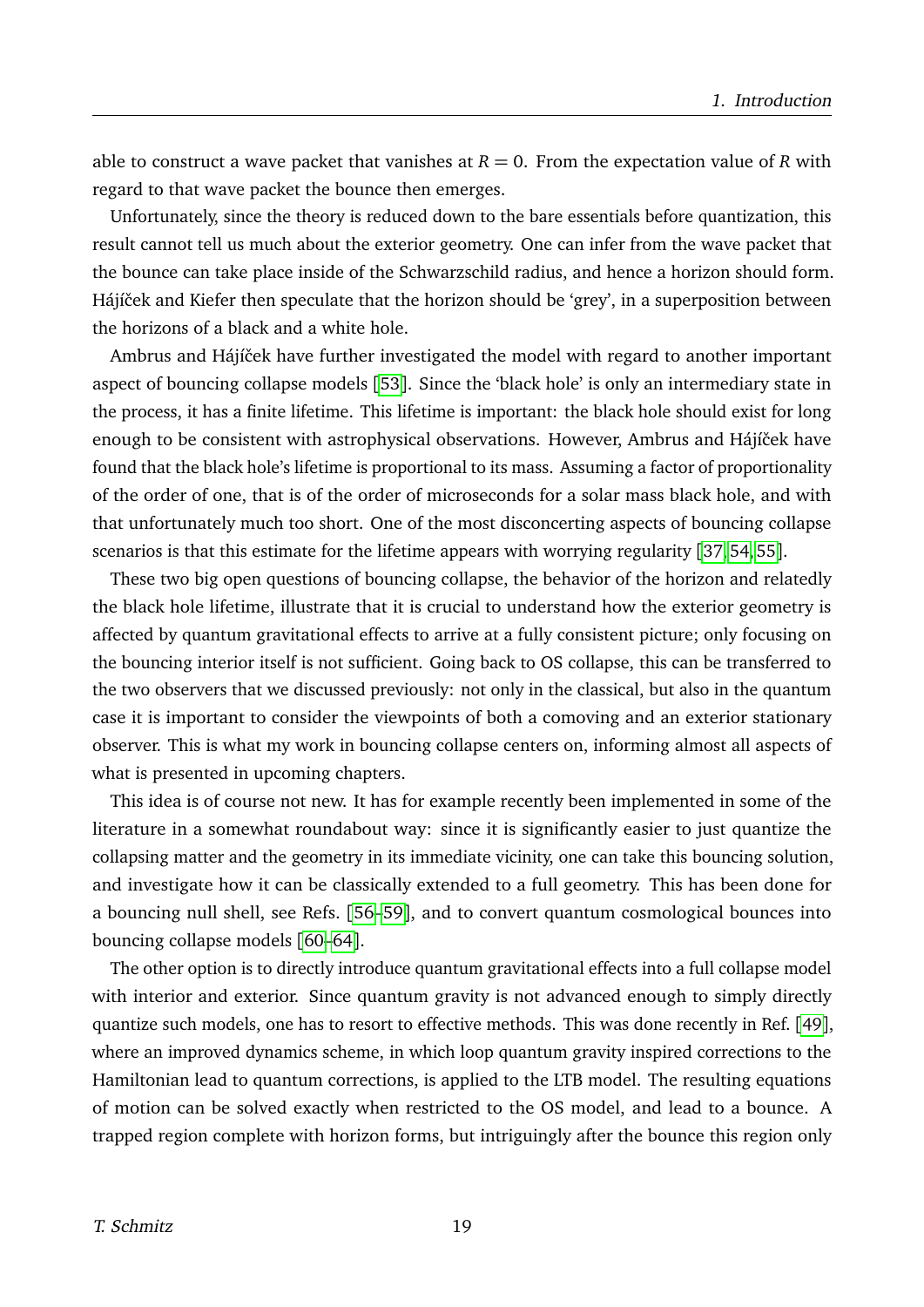able to construct a wave packet that vanishes at $R = 0$. From the expectation value of $R$ with regard to that wave packet the bounce then emerges.

Unfortunately, since the theory is reduced down to the bare essentials before quantization, this result cannot tell us much about the exterior geometry. One can infer from the wave packet that the bounce can take place inside of the Schwarzschild radius, and hence a horizon should form. Hájíček and Kiefer then speculate that the horizon should be 'grey', in a superposition between the horizons of a black and a white hole.

Ambrus and Hájíček have further investigated the model with regard to another important aspect of bouncing collapse models [53]. Since the 'black hole' is only an intermediary state in the process, it has a finite lifetime. This lifetime is important: the black hole should exist for long enough to be consistent with astrophysical observations. However, Ambrus and Hájíček have found that the black hole's lifetime is proportional to its mass. Assuming a factor of proportionality of the order of one, that is of the order of microseconds for a solar mass black hole, and with that unfortunately much too short. One of the most disconcerting aspects of bouncing collapse scenarios is that this estimate for the lifetime appears with worrying regularity [37, 54, 55].

These two big open questions of bouncing collapse, the behavior of the horizon and relatedly the black hole lifetime, illustrate that it is crucial to understand how the exterior geometry is affected by quantum gravitational effects to arrive at a fully consistent picture; only focusing on the bouncing interior itself is not sufficient. Going back to OS collapse, this can be transferred to the two observers that we discussed previously: not only in the classical, but also in the quantum case it is important to consider the viewpoints of both a comoving and an exterior stationary observer. This is what my work in bouncing collapse centers on, informing almost all aspects of what is presented in upcoming chapters.

This idea is of course not new. It has for example recently been implemented in some of the literature in a somewhat roundabout way: since it is significantly easier to just quantize the collapsing matter and the geometry in its immediate vicinity, one can take this bouncing solution, and investigate how it can be classically extended to a full geometry. This has been done for a bouncing null shell, see Refs. [56–59], and to convert quantum cosmological bounces into bouncing collapse models [60–64].

The other option is to directly introduce quantum gravitational effects into a full collapse model with interior and exterior. Since quantum gravity is not advanced enough to simply directly quantize such models, one has to resort to effective methods. This was done recently in Ref. [49], where an improved dynamics scheme, in which loop quantum gravity inspired corrections to the Hamiltonian lead to quantum corrections, is applied to the LTB model. The resulting equations of motion can be solved exactly when restricted to the OS model, and lead to a bounce. A trapped region complete with horizon forms, but intriguingly after the bounce this region only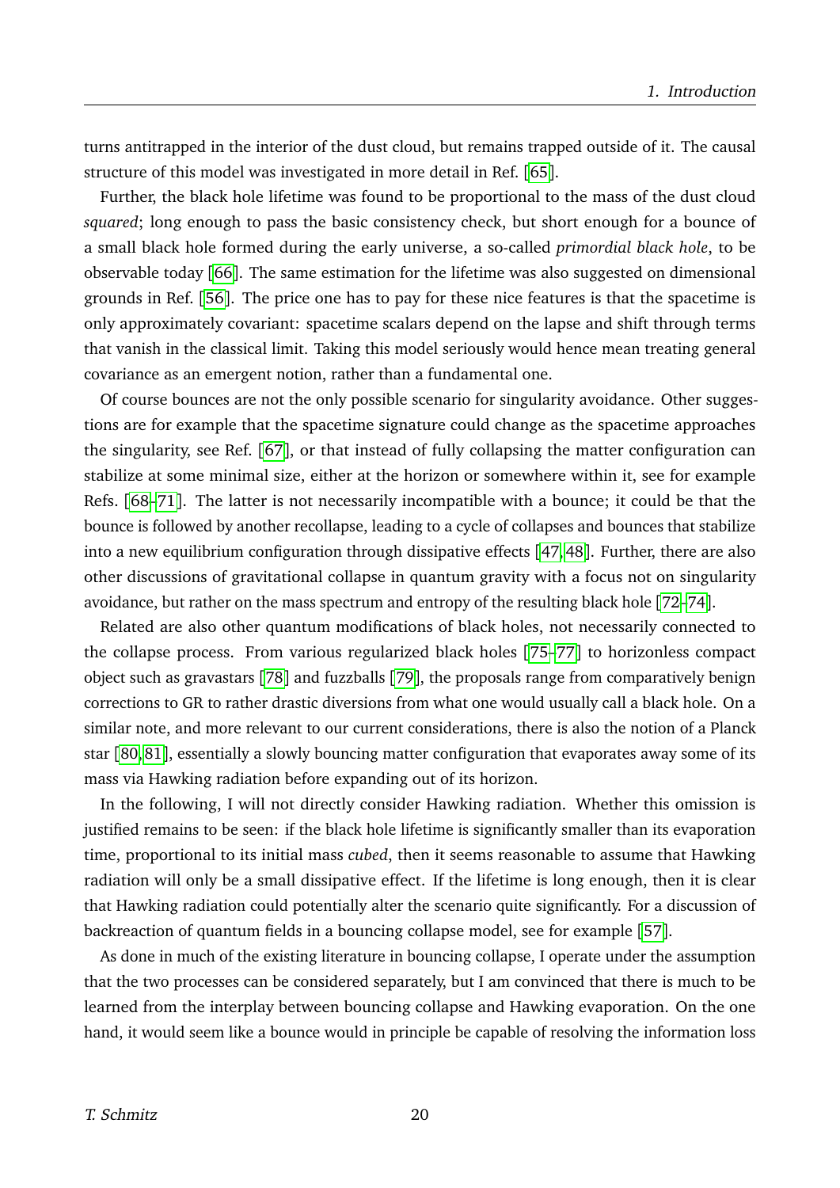turns antitrapped in the interior of the dust cloud, but remains trapped outside of it. The causal structure of this model was investigated in more detail in Ref. [65].

Further, the black hole lifetime was found to be proportional to the mass of the dust cloud *squared*; long enough to pass the basic consistency check, but short enough for a bounce of a small black hole formed during the early universe, a so-called *primordial black hole*, to be observable today [66]. The same estimation for the lifetime was also suggested on dimensional grounds in Ref. [56]. The price one has to pay for these nice features is that the spacetime is only approximately covariant: spacetime scalars depend on the lapse and shift through terms that vanish in the classical limit. Taking this model seriously would hence mean treating general covariance as an emergent notion, rather than a fundamental one.

Of course bounces are not the only possible scenario for singularity avoidance. Other suggestions are for example that the spacetime signature could change as the spacetime approaches the singularity, see Ref. [67], or that instead of fully collapsing the matter configuration can stabilize at some minimal size, either at the horizon or somewhere within it, see for example Refs. [68–71]. The latter is not necessarily incompatible with a bounce; it could be that the bounce is followed by another recollapse, leading to a cycle of collapses and bounces that stabilize into a new equilibrium configuration through dissipative effects [47, 48]. Further, there are also other discussions of gravitational collapse in quantum gravity with a focus not on singularity avoidance, but rather on the mass spectrum and entropy of the resulting black hole [72–74].

Related are also other quantum modifications of black holes, not necessarily connected to the collapse process. From various regularized black holes [75–77] to horizonless compact object such as gravastars [78] and fuzzballs [79], the proposals range from comparatively benign corrections to GR to rather drastic diversions from what one would usually call a black hole. On a similar note, and more relevant to our current considerations, there is also the notion of a Planck star [80, 81], essentially a slowly bouncing matter configuration that evaporates away some of its mass via Hawking radiation before expanding out of its horizon.

In the following, I will not directly consider Hawking radiation. Whether this omission is justified remains to be seen: if the black hole lifetime is significantly smaller than its evaporation time, proportional to its initial mass *cubed*, then it seems reasonable to assume that Hawking radiation will only be a small dissipative effect. If the lifetime is long enough, then it is clear that Hawking radiation could potentially alter the scenario quite significantly. For a discussion of backreaction of quantum fields in a bouncing collapse model, see for example [57].

As done in much of the existing literature in bouncing collapse, I operate under the assumption that the two processes can be considered separately, but I am convinced that there is much to be learned from the interplay between bouncing collapse and Hawking evaporation. On the one hand, it would seem like a bounce would in principle be capable of resolving the information loss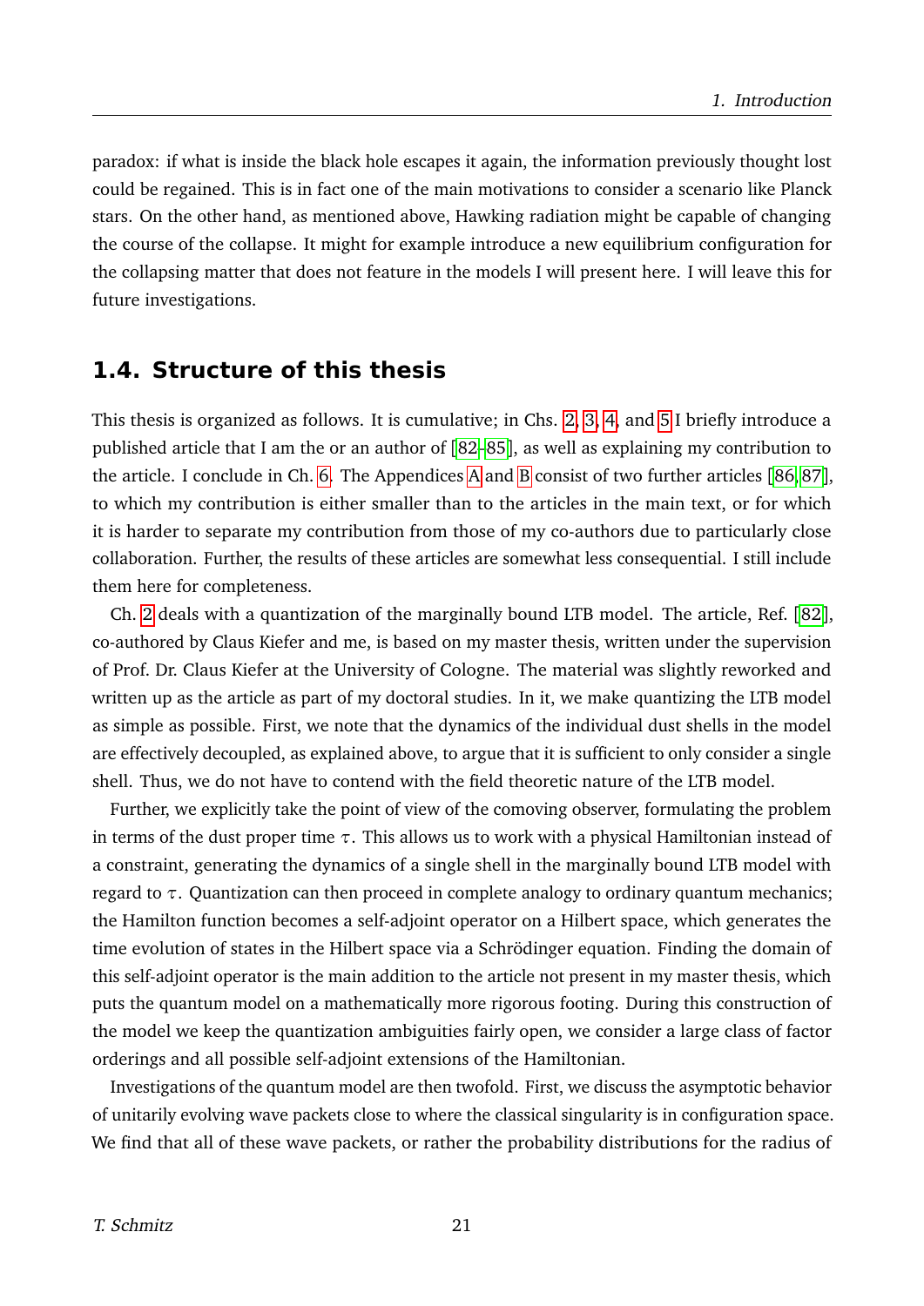paradox: if what is inside the black hole escapes it again, the information previously thought lost could be regained. This is in fact one of the main motivations to consider a scenario like Planck stars. On the other hand, as mentioned above, Hawking radiation might be capable of changing the course of the collapse. It might for example introduce a new equilibrium configuration for the collapsing matter that does not feature in the models I will present here. I will leave this for future investigations.

## 1.4. Structure of this thesis

This thesis is organized as follows. It is cumulative; in Chs. 2, 3, 4, and 5 I briefly introduce a published article that I am the or an author of [82–85], as well as explaining my contribution to the article. I conclude in Ch. 6. The Appendices A and B consist of two further articles [86, 87], to which my contribution is either smaller than to the articles in the main text, or for which it is harder to separate my contribution from those of my co-authors due to particularly close collaboration. Further, the results of these articles are somewhat less consequential. I still include them here for completeness.

Ch. 2 deals with a quantization of the marginally bound LTB model. The article, Ref. [82], co-authored by Claus Kiefer and me, is based on my master thesis, written under the supervision of Prof. Dr. Claus Kiefer at the University of Cologne. The material was slightly reworked and written up as the article as part of my doctoral studies. In it, we make quantizing the LTB model as simple as possible. First, we note that the dynamics of the individual dust shells in the model are effectively decoupled, as explained above, to argue that it is sufficient to only consider a single shell. Thus, we do not have to contend with the field theoretic nature of the LTB model.

Further, we explicitly take the point of view of the comoving observer, formulating the problem in terms of the dust proper time $\tau$. This allows us to work with a physical Hamiltonian instead of a constraint, generating the dynamics of a single shell in the marginally bound LTB model with regard to $\tau$. Quantization can then proceed in complete analogy to ordinary quantum mechanics; the Hamilton function becomes a self-adjoint operator on a Hilbert space, which generates the time evolution of states in the Hilbert space via a Schrödinger equation. Finding the domain of this self-adjoint operator is the main addition to the article not present in my master thesis, which puts the quantum model on a mathematically more rigorous footing. During this construction of the model we keep the quantization ambiguities fairly open, we consider a large class of factor orderings and all possible self-adjoint extensions of the Hamiltonian.

Investigations of the quantum model are then twofold. First, we discuss the asymptotic behavior of unitarily evolving wave packets close to where the classical singularity is in configuration space. We find that all of these wave packets, or rather the probability distributions for the radius of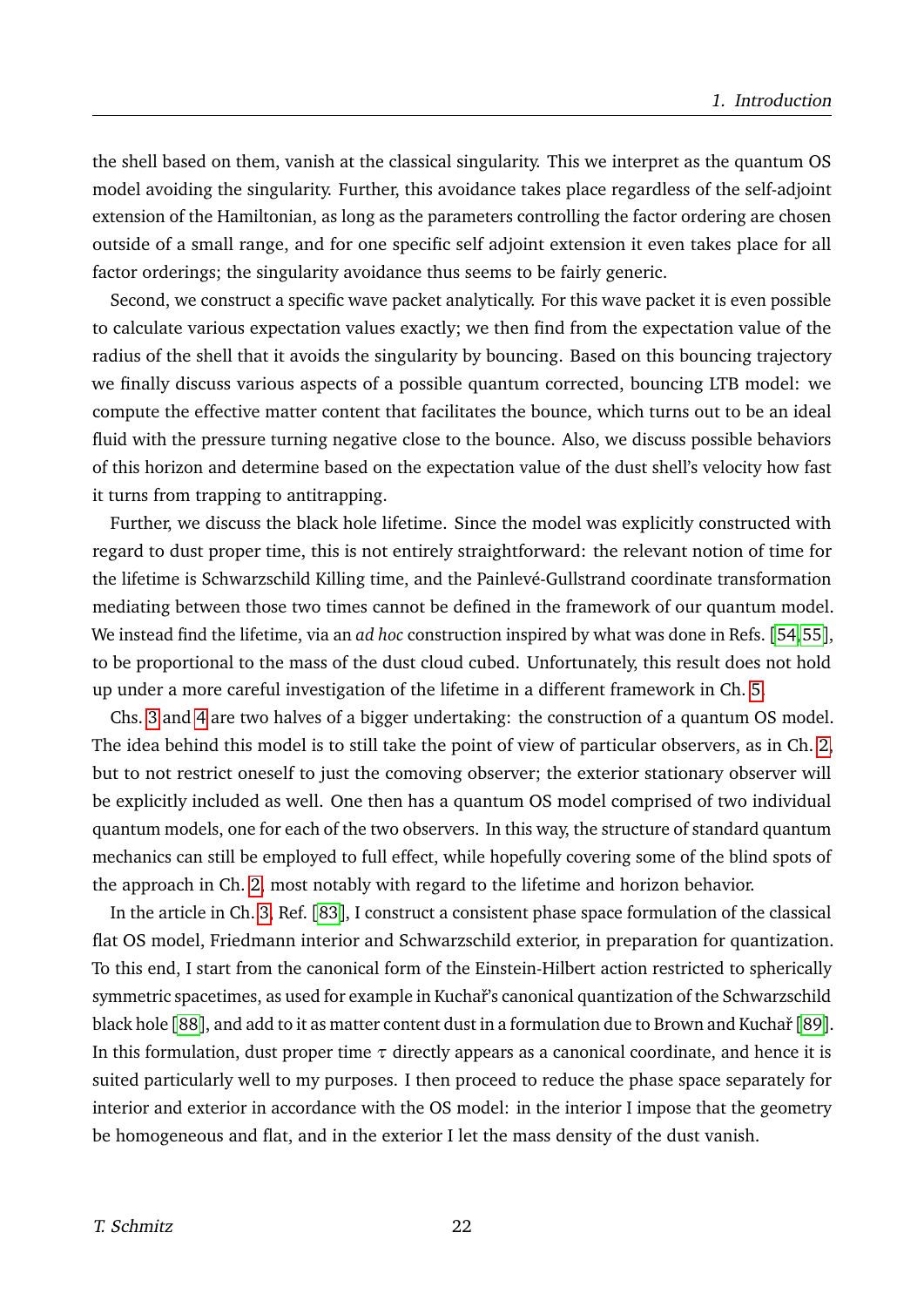the shell based on them, vanish at the classical singularity. This we interpret as the quantum OS model avoiding the singularity. Further, this avoidance takes place regardless of the self-adjoint extension of the Hamiltonian, as long as the parameters controlling the factor ordering are chosen outside of a small range, and for one specific self adjoint extension it even takes place for all factor orderings; the singularity avoidance thus seems to be fairly generic.

Second, we construct a specific wave packet analytically. For this wave packet it is even possible to calculate various expectation values exactly; we then find from the expectation value of the radius of the shell that it avoids the singularity by bouncing. Based on this bouncing trajectory we finally discuss various aspects of a possible quantum corrected, bouncing LTB model: we compute the effective matter content that facilitates the bounce, which turns out to be an ideal fluid with the pressure turning negative close to the bounce. Also, we discuss possible behaviors of this horizon and determine based on the expectation value of the dust shell's velocity how fast it turns from trapping to antitrapping.

Further, we discuss the black hole lifetime. Since the model was explicitly constructed with regard to dust proper time, this is not entirely straightforward: the relevant notion of time for the lifetime is Schwarzschild Killing time, and the Painlevé-Gullstrand coordinate transformation mediating between those two times cannot be defined in the framework of our quantum model. We instead find the lifetime, via an *ad hoc* construction inspired by what was done in Refs. [54,55], to be proportional to the mass of the dust cloud cubed. Unfortunately, this result does not hold up under a more careful investigation of the lifetime in a different framework in Ch. 5.

Chs. 3 and 4 are two halves of a bigger undertaking: the construction of a quantum OS model. The idea behind this model is to still take the point of view of particular observers, as in Ch. 2, but to not restrict oneself to just the comoving observer; the exterior stationary observer will be explicitly included as well. One then has a quantum OS model comprised of two individual quantum models, one for each of the two observers. In this way, the structure of standard quantum mechanics can still be employed to full effect, while hopefully covering some of the blind spots of the approach in Ch. 2, most notably with regard to the lifetime and horizon behavior.

In the article in Ch. 3, Ref. [83], I construct a consistent phase space formulation of the classical flat OS model, Friedmann interior and Schwarzschild exterior, in preparation for quantization. To this end, I start from the canonical form of the Einstein-Hilbert action restricted to spherically symmetric spacetimes, as used for example in Kuchař's canonical quantization of the Schwarzschild black hole [88], and add to it as matter content dust in a formulation due to Brown and Kuchař [89]. In this formulation, dust proper time $\tau$ directly appears as a canonical coordinate, and hence it is suited particularly well to my purposes. I then proceed to reduce the phase space separately for interior and exterior in accordance with the OS model: in the interior I impose that the geometry be homogeneous and flat, and in the exterior I let the mass density of the dust vanish.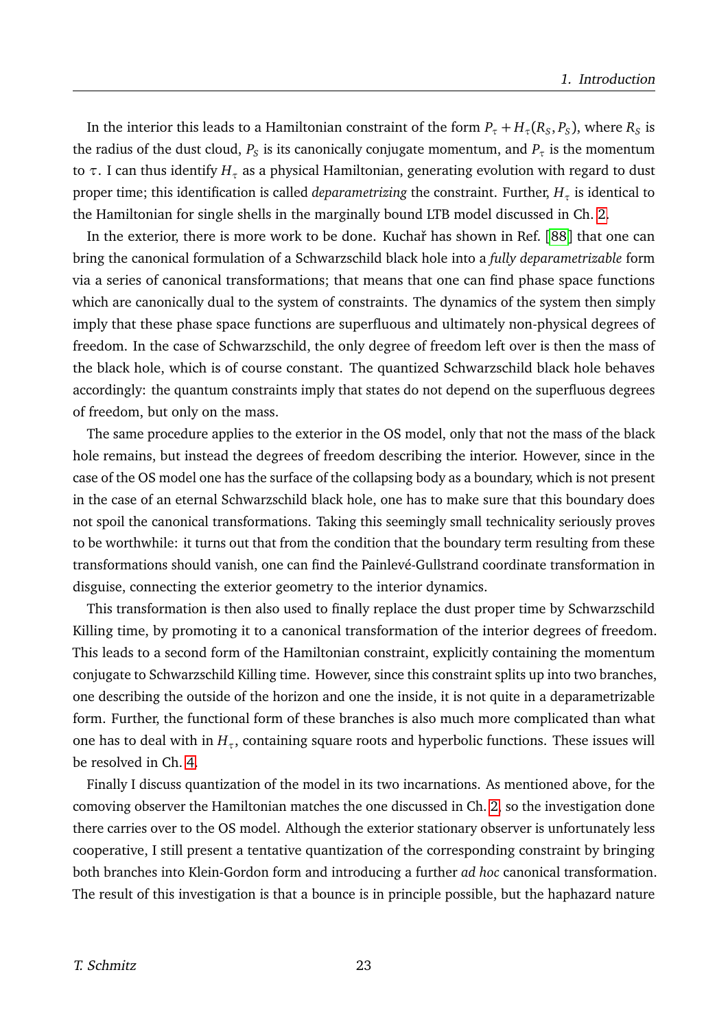In the interior this leads to a Hamiltonian constraint of the form $P_\tau + H_\tau(R_S, P_S)$, where $R_S$ is the radius of the dust cloud, $P_S$ is its canonically conjugate momentum, and $P_\tau$ is the momentum to $\tau$. I can thus identify $H_\tau$ as a physical Hamiltonian, generating evolution with regard to dust proper time; this identification is called *deparametrizing* the constraint. Further, $H_\tau$ is identical to the Hamiltonian for single shells in the marginally bound LTB model discussed in Ch. 2.

In the exterior, there is more work to be done. Kuchař has shown in Ref. [88] that one can bring the canonical formulation of a Schwarzschild black hole into a *fully deparametrizable* form via a series of canonical transformations; that means that one can find phase space functions which are canonically dual to the system of constraints. The dynamics of the system then simply imply that these phase space functions are superfluous and ultimately non-physical degrees of freedom. In the case of Schwarzschild, the only degree of freedom left over is then the mass of the black hole, which is of course constant. The quantized Schwarzschild black hole behaves accordingly: the quantum constraints imply that states do not depend on the superfluous degrees of freedom, but only on the mass.

The same procedure applies to the exterior in the OS model, only that not the mass of the black hole remains, but instead the degrees of freedom describing the interior. However, since in the case of the OS model one has the surface of the collapsing body as a boundary, which is not present in the case of an eternal Schwarzschild black hole, one has to make sure that this boundary does not spoil the canonical transformations. Taking this seemingly small technicality seriously proves to be worthwhile: it turns out that from the condition that the boundary term resulting from these transformations should vanish, one can find the Painlevé-Gullstrand coordinate transformation in disguise, connecting the exterior geometry to the interior dynamics.

This transformation is then also used to finally replace the dust proper time by Schwarzschild Killing time, by promoting it to a canonical transformation of the interior degrees of freedom. This leads to a second form of the Hamiltonian constraint, explicitly containing the momentum conjugate to Schwarzschild Killing time. However, since this constraint splits up into two branches, one describing the outside of the horizon and one the inside, it is not quite in a deparametrizable form. Further, the functional form of these branches is also much more complicated than what one has to deal with in $H_\tau$, containing square roots and hyperbolic functions. These issues will be resolved in Ch. 4.

Finally I discuss quantization of the model in its two incarnations. As mentioned above, for the comoving observer the Hamiltonian matches the one discussed in Ch. 2, so the investigation done there carries over to the OS model. Although the exterior stationary observer is unfortunately less cooperative, I still present a tentative quantization of the corresponding constraint by bringing both branches into Klein-Gordon form and introducing a further *ad hoc* canonical transformation. The result of this investigation is that a bounce is in principle possible, but the haphazard nature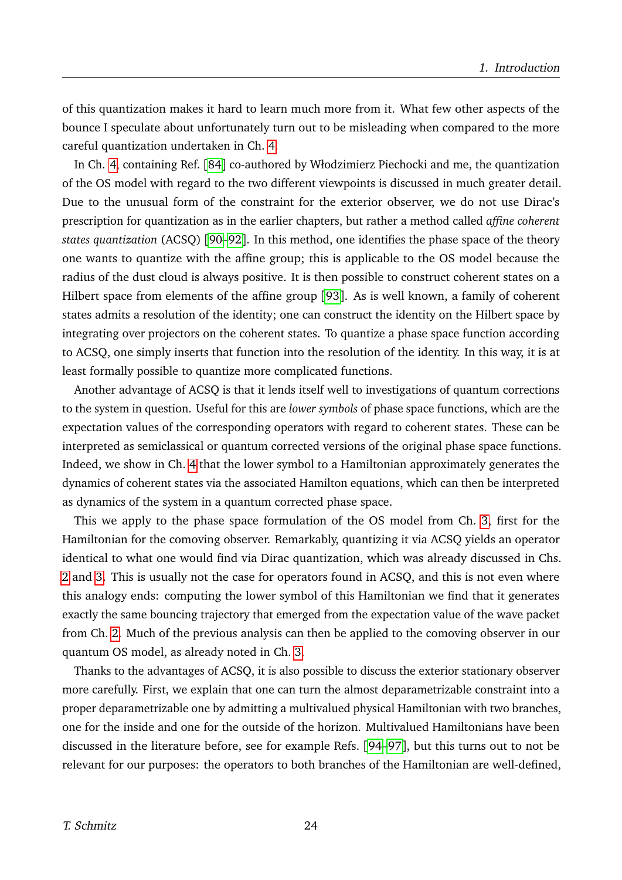of this quantization makes it hard to learn much more from it. What few other aspects of the bounce I speculate about unfortunately turn out to be misleading when compared to the more careful quantization undertaken in Ch. 4.

In Ch. 4, containing Ref. [84] co-authored by Włodzimierz Piechocki and me, the quantization of the OS model with regard to the two different viewpoints is discussed in much greater detail. Due to the unusual form of the constraint for the exterior observer, we do not use Dirac's prescription for quantization as in the earlier chapters, but rather a method called *affine coherent states quantization* (ACSQ) [90–92]. In this method, one identifies the phase space of the theory one wants to quantize with the affine group; this is applicable to the OS model because the radius of the dust cloud is always positive. It is then possible to construct coherent states on a Hilbert space from elements of the affine group [93]. As is well known, a family of coherent states admits a resolution of the identity; one can construct the identity on the Hilbert space by integrating over projectors on the coherent states. To quantize a phase space function according to ACSQ, one simply inserts that function into the resolution of the identity. In this way, it is at least formally possible to quantize more complicated functions.

Another advantage of ACSQ is that it lends itself well to investigations of quantum corrections to the system in question. Useful for this are *lower symbols* of phase space functions, which are the expectation values of the corresponding operators with regard to coherent states. These can be interpreted as semiclassical or quantum corrected versions of the original phase space functions. Indeed, we show in Ch. 4 that the lower symbol to a Hamiltonian approximately generates the dynamics of coherent states via the associated Hamilton equations, which can then be interpreted as dynamics of the system in a quantum corrected phase space.

This we apply to the phase space formulation of the OS model from Ch. 3, first for the Hamiltonian for the comoving observer. Remarkably, quantizing it via ACSQ yields an operator identical to what one would find via Dirac quantization, which was already discussed in Chs. 2 and 3. This is usually not the case for operators found in ACSQ, and this is not even where this analogy ends: computing the lower symbol of this Hamiltonian we find that it generates exactly the same bouncing trajectory that emerged from the expectation value of the wave packet from Ch. 2. Much of the previous analysis can then be applied to the comoving observer in our quantum OS model, as already noted in Ch. 3.

Thanks to the advantages of ACSQ, it is also possible to discuss the exterior stationary observer more carefully. First, we explain that one can turn the almost deparametrizable constraint into a proper deparametrizable one by admitting a multivalued physical Hamiltonian with two branches, one for the inside and one for the outside of the horizon. Multivalued Hamiltonians have been discussed in the literature before, see for example Refs. [94–97], but this turns out to not be relevant for our purposes: the operators to both branches of the Hamiltonian are well-defined,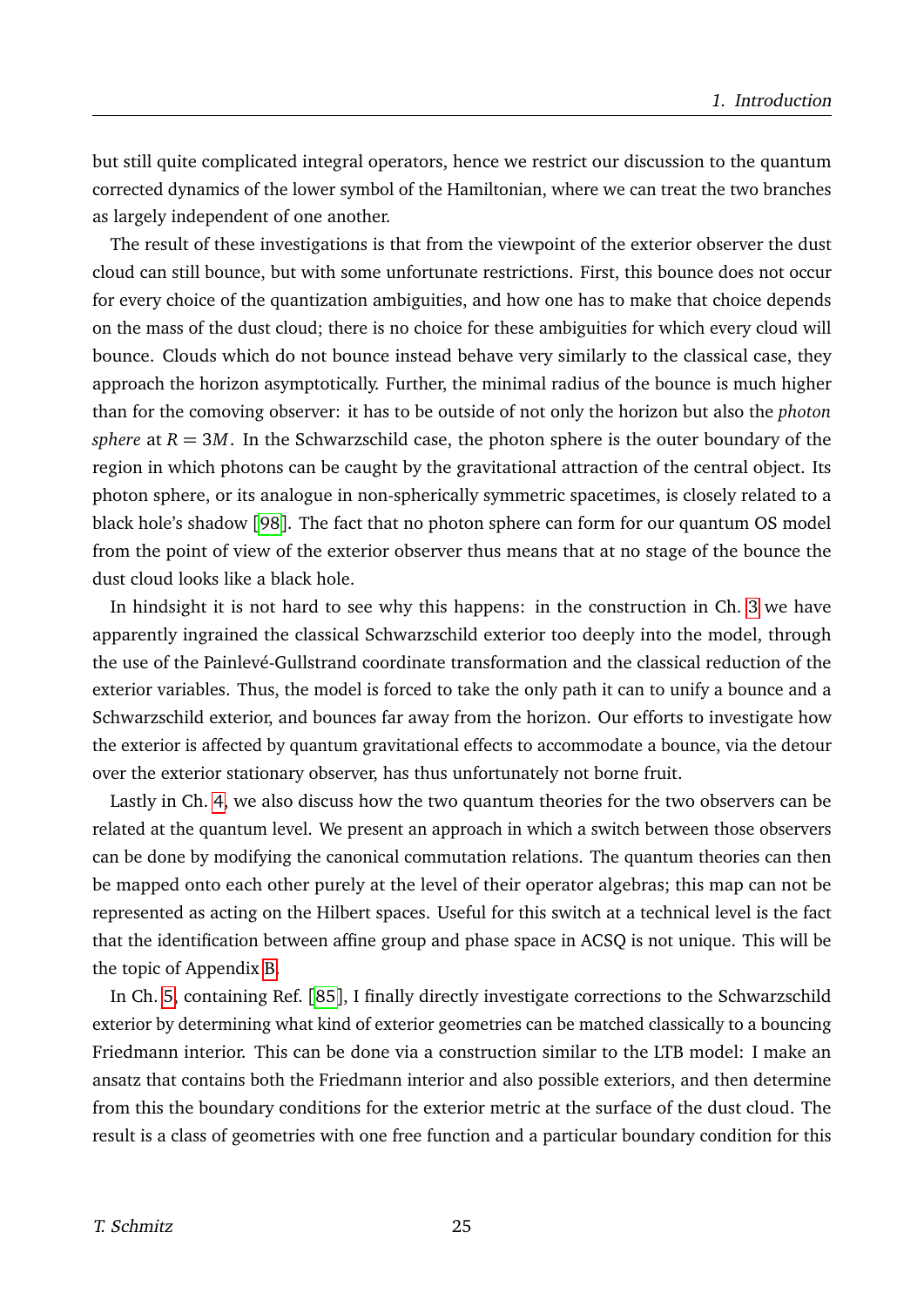but still quite complicated integral operators, hence we restrict our discussion to the quantum corrected dynamics of the lower symbol of the Hamiltonian, where we can treat the two branches as largely independent of one another.

The result of these investigations is that from the viewpoint of the exterior observer the dust cloud can still bounce, but with some unfortunate restrictions. First, this bounce does not occur for every choice of the quantization ambiguities, and how one has to make that choice depends on the mass of the dust cloud; there is no choice for these ambiguities for which every cloud will bounce. Clouds which do not bounce instead behave very similarly to the classical case, they approach the horizon asymptotically. Further, the minimal radius of the bounce is much higher than for the comoving observer: it has to be outside of not only the horizon but also the *photon sphere* at $R = 3M$. In the Schwarzschild case, the photon sphere is the outer boundary of the region in which photons can be caught by the gravitational attraction of the central object. Its photon sphere, or its analogue in non-spherically symmetric spacetimes, is closely related to a black hole's shadow [98]. The fact that no photon sphere can form for our quantum OS model from the point of view of the exterior observer thus means that at no stage of the bounce the dust cloud looks like a black hole.

In hindsight it is not hard to see why this happens: in the construction in Ch. 3 we have apparently ingrained the classical Schwarzschild exterior too deeply into the model, through the use of the Painlevé-Gullstrand coordinate transformation and the classical reduction of the exterior variables. Thus, the model is forced to take the only path it can to unify a bounce and a Schwarzschild exterior, and bounces far away from the horizon. Our efforts to investigate how the exterior is affected by quantum gravitational effects to accommodate a bounce, via the detour over the exterior stationary observer, has thus unfortunately not borne fruit.

Lastly in Ch. 4, we also discuss how the two quantum theories for the two observers can be related at the quantum level. We present an approach in which a switch between those observers can be done by modifying the canonical commutation relations. The quantum theories can then be mapped onto each other purely at the level of their operator algebras; this map can not be represented as acting on the Hilbert spaces. Useful for this switch at a technical level is the fact that the identification between affine group and phase space in ACSQ is not unique. This will be the topic of Appendix B.

In Ch. 5, containing Ref. [85], I finally directly investigate corrections to the Schwarzschild exterior by determining what kind of exterior geometries can be matched classically to a bouncing Friedmann interior. This can be done via a construction similar to the LTB model: I make an ansatz that contains both the Friedmann interior and also possible exteriors, and then determine from this the boundary conditions for the exterior metric at the surface of the dust cloud. The result is a class of geometries with one free function and a particular boundary condition for this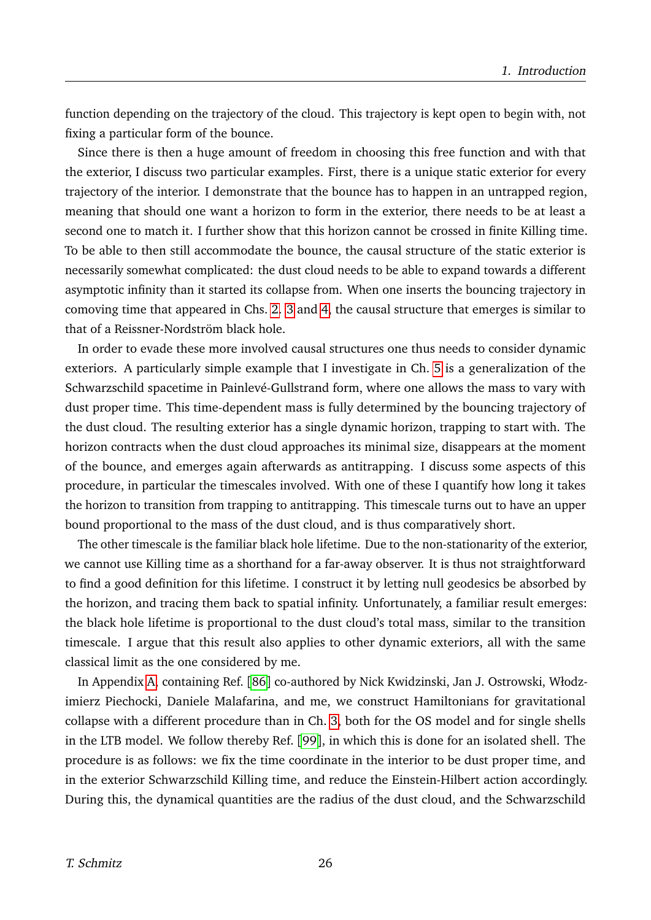function depending on the trajectory of the cloud. This trajectory is kept open to begin with, not fixing a particular form of the bounce.

Since there is then a huge amount of freedom in choosing this free function and with that the exterior, I discuss two particular examples. First, there is a unique static exterior for every trajectory of the interior. I demonstrate that the bounce has to happen in an untrapped region, meaning that should one want a horizon to form in the exterior, there needs to be at least a second one to match it. I further show that this horizon cannot be crossed in finite Killing time. To be able to then still accommodate the bounce, the causal structure of the static exterior is necessarily somewhat complicated: the dust cloud needs to be able to expand towards a different asymptotic infinity than it started its collapse from. When one inserts the bouncing trajectory in comoving time that appeared in Chs. 2, 3 and 4, the causal structure that emerges is similar to that of a Reissner-Nordström black hole.

In order to evade these more involved causal structures one thus needs to consider dynamic exteriors. A particularly simple example that I investigate in Ch. 5 is a generalization of the Schwarzschild spacetime in Painlevé-Gullstrand form, where one allows the mass to vary with dust proper time. This time-dependent mass is fully determined by the bouncing trajectory of the dust cloud. The resulting exterior has a single dynamic horizon, trapping to start with. The horizon contracts when the dust cloud approaches its minimal size, disappears at the moment of the bounce, and emerges again afterwards as antitrapping. I discuss some aspects of this procedure, in particular the timescales involved. With one of these I quantify how long it takes the horizon to transition from trapping to antitrapping. This timescale turns out to have an upper bound proportional to the mass of the dust cloud, and is thus comparatively short.

The other timescale is the familiar black hole lifetime. Due to the non-stationarity of the exterior, we cannot use Killing time as a shorthand for a far-away observer. It is thus not straightforward to find a good definition for this lifetime. I construct it by letting null geodesics be absorbed by the horizon, and tracing them back to spatial infinity. Unfortunately, a familiar result emerges: the black hole lifetime is proportional to the dust cloud's total mass, similar to the transition timescale. I argue that this result also applies to other dynamic exteriors, all with the same classical limit as the one considered by me.

In Appendix A, containing Ref. [86] co-authored by Nick Kwidzinski, Jan J. Ostrowski, Włodzimierz Piechocki, Daniele Malafarina, and me, we construct Hamiltonians for gravitational collapse with a different procedure than in Ch. 3, both for the OS model and for single shells in the LTB model. We follow thereby Ref. [99], in which this is done for an isolated shell. The procedure is as follows: we fix the time coordinate in the interior to be dust proper time, and in the exterior Schwarzschild Killing time, and reduce the Einstein-Hilbert action accordingly. During this, the dynamical quantities are the radius of the dust cloud, and the Schwarzschild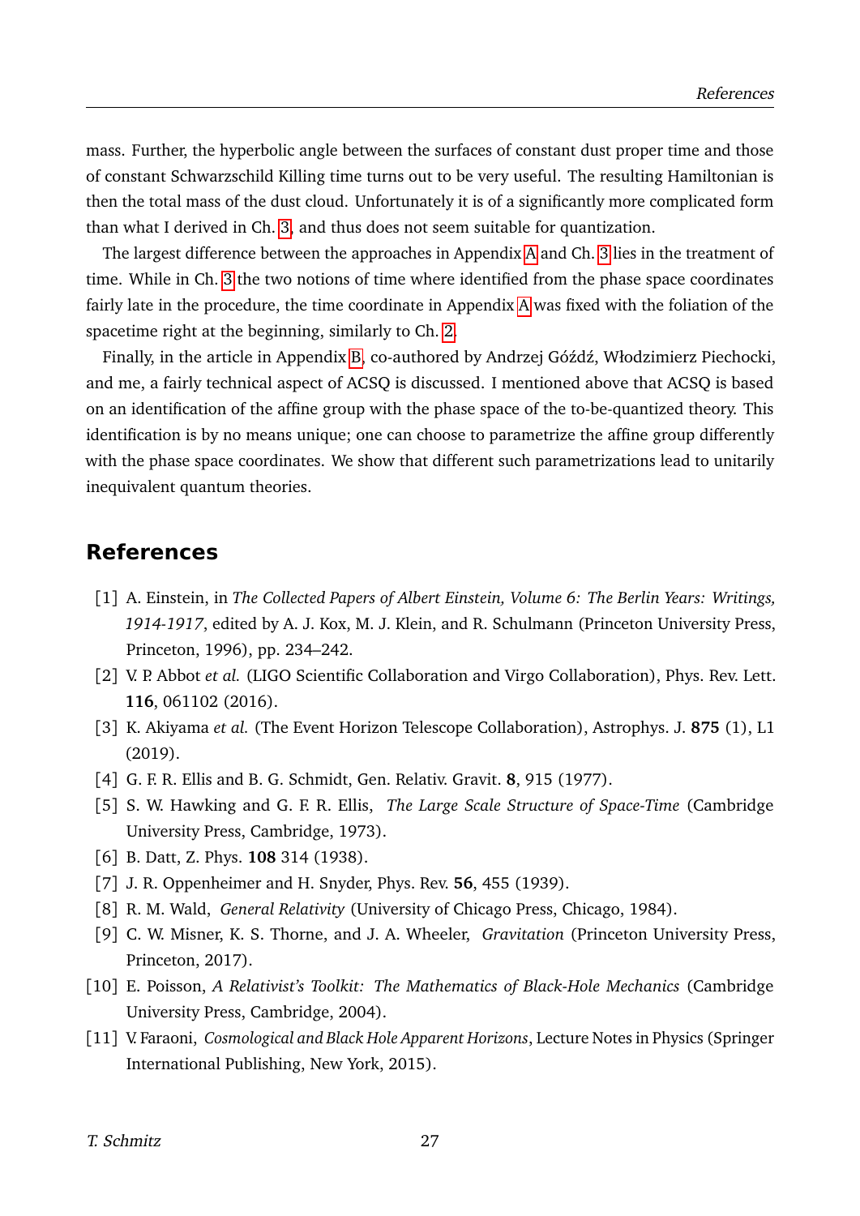mass. Further, the hyperbolic angle between the surfaces of constant dust proper time and those of constant Schwarzschild Killing time turns out to be very useful. The resulting Hamiltonian is then the total mass of the dust cloud. Unfortunately it is of a significantly more complicated form than what I derived in Ch. 3, and thus does not seem suitable for quantization.

The largest difference between the approaches in Appendix A and Ch. 3 lies in the treatment of time. While in Ch. 3 the two notions of time where identified from the phase space coordinates fairly late in the procedure, the time coordinate in Appendix A was fixed with the foliation of the spacetime right at the beginning, similarly to Ch. 2.

Finally, in the article in Appendix B, co-authored by Andrzej Góźdź, Włodzimierz Piechocki, and me, a fairly technical aspect of ACSQ is discussed. I mentioned above that ACSQ is based on an identification of the affine group with the phase space of the to-be-quantized theory. This identification is by no means unique; one can choose to parametrize the affine group differently with the phase space coordinates. We show that different such parametrizations lead to unitarily inequivalent quantum theories.

## References

[1] A. Einstein, in *The Collected Papers of Albert Einstein, Volume 6: The Berlin Years: Writings, 1914-1917*, edited by A. J. Kox, M. J. Klein, and R. Schulmann (Princeton University Press, Princeton, 1996), pp. 234–242.

[2] V. P. Abbot *et al.* (LIGO Scientific Collaboration and Virgo Collaboration), Phys. Rev. Lett. **116**, 061102 (2016).

[3] K. Akiyama *et al.* (The Event Horizon Telescope Collaboration), Astrophys. J. **875** (1), L1 (2019).

[4] G. F. R. Ellis and B. G. Schmidt, Gen. Relativ. Gravit. **8**, 915 (1977).

[5] S. W. Hawking and G. F. R. Ellis, *The Large Scale Structure of Space-Time* (Cambridge University Press, Cambridge, 1973).

[6] B. Datt, Z. Phys. **108** 314 (1938).

[7] J. R. Oppenheimer and H. Snyder, Phys. Rev. **56**, 455 (1939).

[8] R. M. Wald, *General Relativity* (University of Chicago Press, Chicago, 1984).

[9] C. W. Misner, K. S. Thorne, and J. A. Wheeler, *Gravitation* (Princeton University Press, Princeton, 2017).

[10] E. Poisson, *A Relativist's Toolkit: The Mathematics of Black-Hole Mechanics* (Cambridge University Press, Cambridge, 2004).

[11] V. Faraoni, *Cosmological and Black Hole Apparent Horizons*, Lecture Notes in Physics (Springer International Publishing, New York, 2015).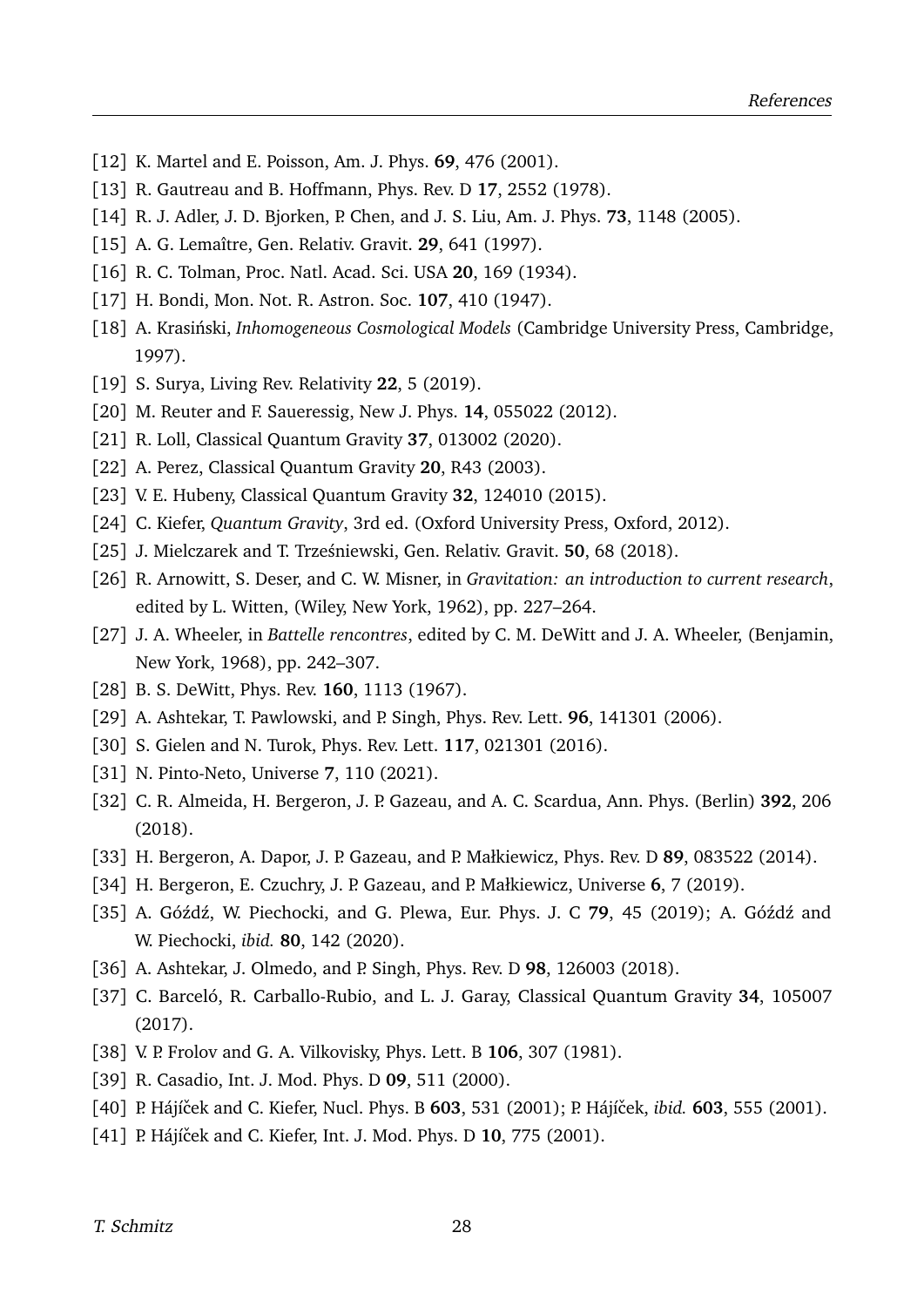[12] K. Martel and E. Poisson, Am. J. Phys. **69**, 476 (2001).

[13] R. Gautreau and B. Hoffmann, Phys. Rev. D **17**, 2552 (1978).

[14] R. J. Adler, J. D. Bjorken, P. Chen, and J. S. Liu, Am. J. Phys. **73**, 1148 (2005).

[15] A. G. Lemaître, Gen. Relativ. Gravit. **29**, 641 (1997).

[16] R. C. Tolman, Proc. Natl. Acad. Sci. USA **20**, 169 (1934).

[17] H. Bondi, Mon. Not. R. Astron. Soc. **107**, 410 (1947).

[18] A. Krasiński, *Inhomogeneous Cosmological Models* (Cambridge University Press, Cambridge, 1997).

[19] S. Surya, Living Rev. Relativity **22**, 5 (2019).

[20] M. Reuter and F. Saueressig, New J. Phys. **14**, 055022 (2012).

[21] R. Loll, Classical Quantum Gravity **37**, 013002 (2020).

[22] A. Perez, Classical Quantum Gravity **20**, R43 (2003).

[23] V. E. Hubeny, Classical Quantum Gravity **32**, 124010 (2015).

[24] C. Kiefer, *Quantum Gravity*, 3rd ed. (Oxford University Press, Oxford, 2012).

[25] J. Mielczarek and T. Trześniewski, Gen. Relativ. Gravit. **50**, 68 (2018).

[26] R. Arnowitt, S. Deser, and C. W. Misner, in *Gravitation: an introduction to current research*, edited by L. Witten, (Wiley, New York, 1962), pp. 227–264.

[27] J. A. Wheeler, in *Battelle rencontres*, edited by C. M. DeWitt and J. A. Wheeler, (Benjamin, New York, 1968), pp. 242–307.

[28] B. S. DeWitt, Phys. Rev. **160**, 1113 (1967).

[29] A. Ashtekar, T. Pawlowski, and P. Singh, Phys. Rev. Lett. **96**, 141301 (2006).

[30] S. Gielen and N. Turok, Phys. Rev. Lett. **117**, 021301 (2016).

[31] N. Pinto-Neto, Universe **7**, 110 (2021).

[32] C. R. Almeida, H. Bergeron, J. P. Gazeau, and A. C. Scardua, Ann. Phys. (Berlin) **392**, 206 (2018).

[33] H. Bergeron, A. Dapor, J. P. Gazeau, and P. Małkiewicz, Phys. Rev. D **89**, 083522 (2014).

[34] H. Bergeron, E. Czuchry, J. P. Gazeau, and P. Małkiewicz, Universe **6**, 7 (2019).

[35] A. Góźdź, W. Piechocki, and G. Plewa, Eur. Phys. J. C **79**, 45 (2019); A. Góźdź and W. Piechocki, *ibid.* **80**, 142 (2020).

[36] A. Ashtekar, J. Olmedo, and P. Singh, Phys. Rev. D **98**, 126003 (2018).

[37] C. Barceló, R. Carballo-Rubio, and L. J. Garay, Classical Quantum Gravity **34**, 105007 (2017).

[38] V. P. Frolov and G. A. Vilkovisky, Phys. Lett. B **106**, 307 (1981).

[39] R. Casadio, Int. J. Mod. Phys. D **09**, 511 (2000).

[40] P. Hájíček and C. Kiefer, Nucl. Phys. B **603**, 531 (2001); P. Hájíček, *ibid.* **603**, 555 (2001).

[41] P. Hájíček and C. Kiefer, Int. J. Mod. Phys. D **10**, 775 (2001).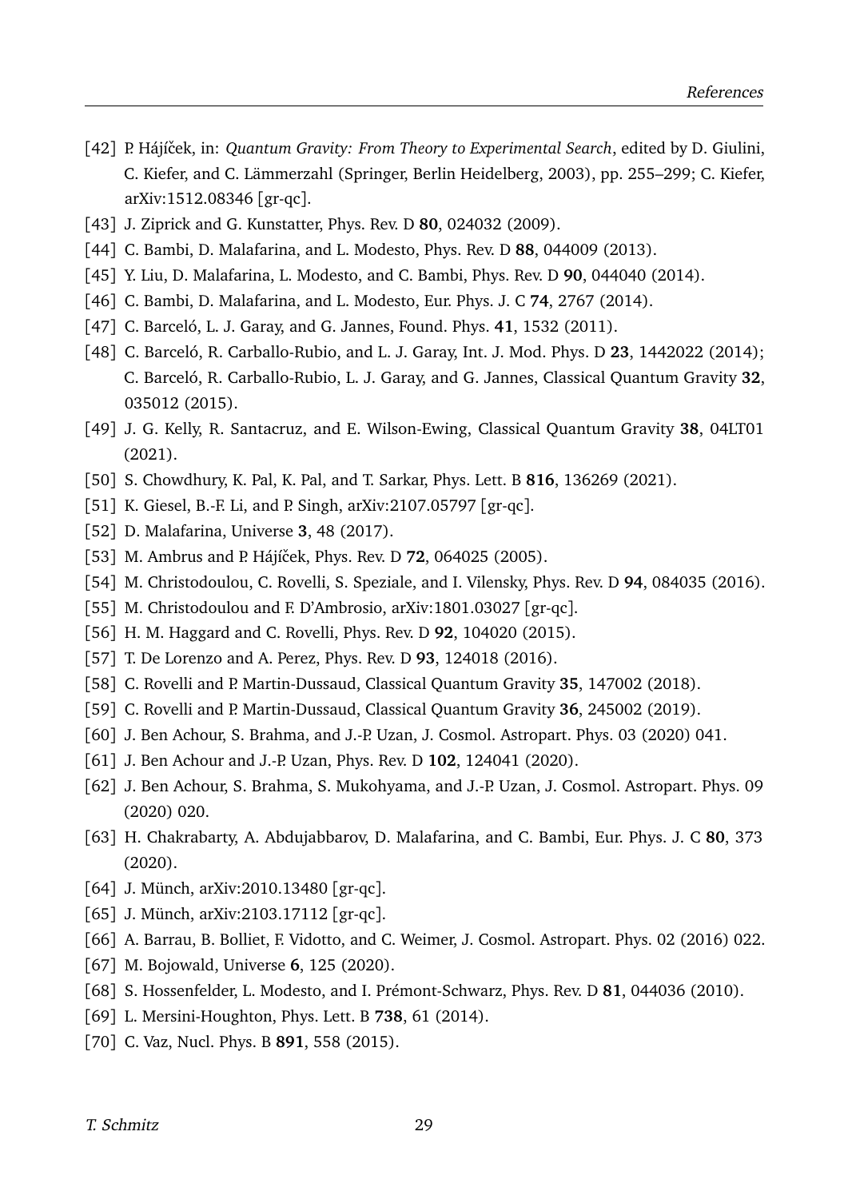[42] P. Hájíček, in: *Quantum Gravity: From Theory to Experimental Search*, edited by D. Giulini, C. Kiefer, and C. Lämmerzahl (Springer, Berlin Heidelberg, 2003), pp. 255–299; C. Kiefer, arXiv:1512.08346 [gr-qc].

[43] J. Ziprick and G. Kunstatter, Phys. Rev. D **80**, 024032 (2009).

[44] C. Bambi, D. Malafarina, and L. Modesto, Phys. Rev. D **88**, 044009 (2013).

[45] Y. Liu, D. Malafarina, L. Modesto, and C. Bambi, Phys. Rev. D **90**, 044040 (2014).

[46] C. Bambi, D. Malafarina, and L. Modesto, Eur. Phys. J. C **74**, 2767 (2014).

[47] C. Barceló, L. J. Garay, and G. Jannes, Found. Phys. **41**, 1532 (2011).

[48] C. Barceló, R. Carballo-Rubio, and L. J. Garay, Int. J. Mod. Phys. D **23**, 1442022 (2014); C. Barceló, R. Carballo-Rubio, L. J. Garay, and G. Jannes, Classical Quantum Gravity **32**, 035012 (2015).

[49] J. G. Kelly, R. Santacruz, and E. Wilson-Ewing, Classical Quantum Gravity **38**, 04LT01 (2021).

[50] S. Chowdhury, K. Pal, K. Pal, and T. Sarkar, Phys. Lett. B **816**, 136269 (2021).

[51] K. Giesel, B.-F. Li, and P. Singh, arXiv:2107.05797 [gr-qc].

[52] D. Malafarina, Universe **3**, 48 (2017).

[53] M. Ambrus and P. Hájíček, Phys. Rev. D **72**, 064025 (2005).

[54] M. Christodoulou, C. Rovelli, S. Speziale, and I. Vilensky, Phys. Rev. D **94**, 084035 (2016).

[55] M. Christodoulou and F. D'Ambrosio, arXiv:1801.03027 [gr-qc].

[56] H. M. Haggard and C. Rovelli, Phys. Rev. D **92**, 104020 (2015).

[57] T. De Lorenzo and A. Perez, Phys. Rev. D **93**, 124018 (2016).

[58] C. Rovelli and P. Martin-Dussaud, Classical Quantum Gravity **35**, 147002 (2018).

[59] C. Rovelli and P. Martin-Dussaud, Classical Quantum Gravity **36**, 245002 (2019).

[60] J. Ben Achour, S. Brahma, and J.-P. Uzan, J. Cosmol. Astropart. Phys. 03 (2020) 041.

[61] J. Ben Achour and J.-P. Uzan, Phys. Rev. D **102**, 124041 (2020).

[62] J. Ben Achour, S. Brahma, S. Mukohyama, and J.-P. Uzan, J. Cosmol. Astropart. Phys. 09 (2020) 020.

[63] H. Chakrabarty, A. Abdujabbarov, D. Malafarina, and C. Bambi, Eur. Phys. J. C **80**, 373 (2020).

[64] J. Münch, arXiv:2010.13480 [gr-qc].

[65] J. Münch, arXiv:2103.17112 [gr-qc].

[66] A. Barrau, B. Bolliet, F. Vidotto, and C. Weimer, J. Cosmol. Astropart. Phys. 02 (2016) 022.

[67] M. Bojowald, Universe **6**, 125 (2020).

[68] S. Hossenfelder, L. Modesto, and I. Prémont-Schwarz, Phys. Rev. D **81**, 044036 (2010).

[69] L. Mersini-Houghton, Phys. Lett. B **738**, 61 (2014).

[70] C. Vaz, Nucl. Phys. B **891**, 558 (2015).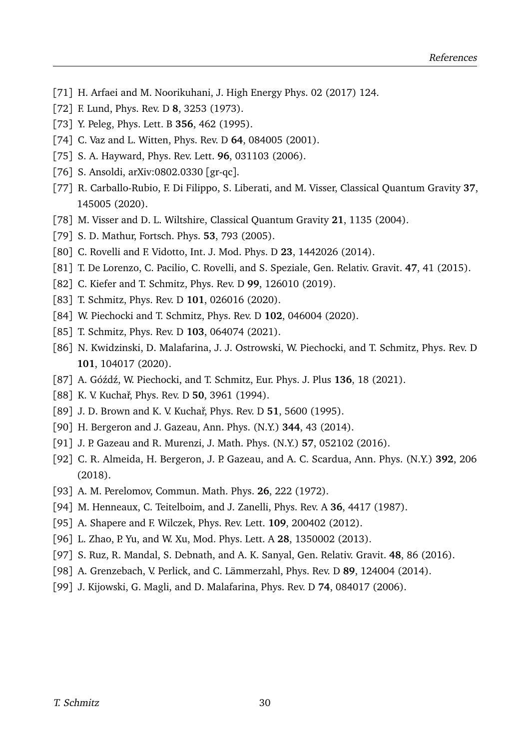[71] H. Arfaei and M. Noorikuhani, J. High Energy Phys. 02 (2017) 124.

[72] F. Lund, Phys. Rev. D **8**, 3253 (1973).

[73] Y. Peleg, Phys. Lett. B **356**, 462 (1995).

[74] C. Vaz and L. Witten, Phys. Rev. D **64**, 084005 (2001).

[75] S. A. Hayward, Phys. Rev. Lett. **96**, 031103 (2006).

[76] S. Ansoldi, arXiv:0802.0330 [gr-qc].

[77] R. Carballo-Rubio, F. Di Filippo, S. Liberati, and M. Visser, Classical Quantum Gravity **37**, 145005 (2020).

[78] M. Visser and D. L. Wiltshire, Classical Quantum Gravity **21**, 1135 (2004).

[79] S. D. Mathur, Fortsch. Phys. **53**, 793 (2005).

[80] C. Rovelli and F. Vidotto, Int. J. Mod. Phys. D **23**, 1442026 (2014).

[81] T. De Lorenzo, C. Pacilio, C. Rovelli, and S. Speziale, Gen. Relativ. Gravit. **47**, 41 (2015).

[82] C. Kiefer and T. Schmitz, Phys. Rev. D **99**, 126010 (2019).

[83] T. Schmitz, Phys. Rev. D **101**, 026016 (2020).

[84] W. Piechocki and T. Schmitz, Phys. Rev. D **102**, 046004 (2020).

[85] T. Schmitz, Phys. Rev. D **103**, 064074 (2021).

[86] N. Kwidzinski, D. Malafarina, J. J. Ostrowski, W. Piechocki, and T. Schmitz, Phys. Rev. D **101**, 104017 (2020).

[87] A. Góźdź, W. Piechocki, and T. Schmitz, Eur. Phys. J. Plus **136**, 18 (2021).

[88] K. V. Kuchař, Phys. Rev. D **50**, 3961 (1994).

[89] J. D. Brown and K. V. Kuchař, Phys. Rev. D **51**, 5600 (1995).

[90] H. Bergeron and J. Gazeau, Ann. Phys. (N.Y.) **344**, 43 (2014).

[91] J. P. Gazeau and R. Murenzi, J. Math. Phys. (N.Y.) **57**, 052102 (2016).

[92] C. R. Almeida, H. Bergeron, J. P. Gazeau, and A. C. Scardua, Ann. Phys. (N.Y.) **392**, 206 (2018).

[93] A. M. Perelomov, Commun. Math. Phys. **26**, 222 (1972).

[94] M. Henneaux, C. Teitelboim, and J. Zanelli, Phys. Rev. A **36**, 4417 (1987).

[95] A. Shapere and F. Wilczek, Phys. Rev. Lett. **109**, 200402 (2012).

[96] L. Zhao, P. Yu, and W. Xu, Mod. Phys. Lett. A **28**, 1350002 (2013).

[97] S. Ruz, R. Mandal, S. Debnath, and A. K. Sanyal, Gen. Relativ. Gravit. **48**, 86 (2016).

[98] A. Grenzebach, V. Perlick, and C. Lämmerzahl, Phys. Rev. D **89**, 124004 (2014).

[99] J. Kijowski, G. Magli, and D. Malafarina, Phys. Rev. D **74**, 084017 (2006).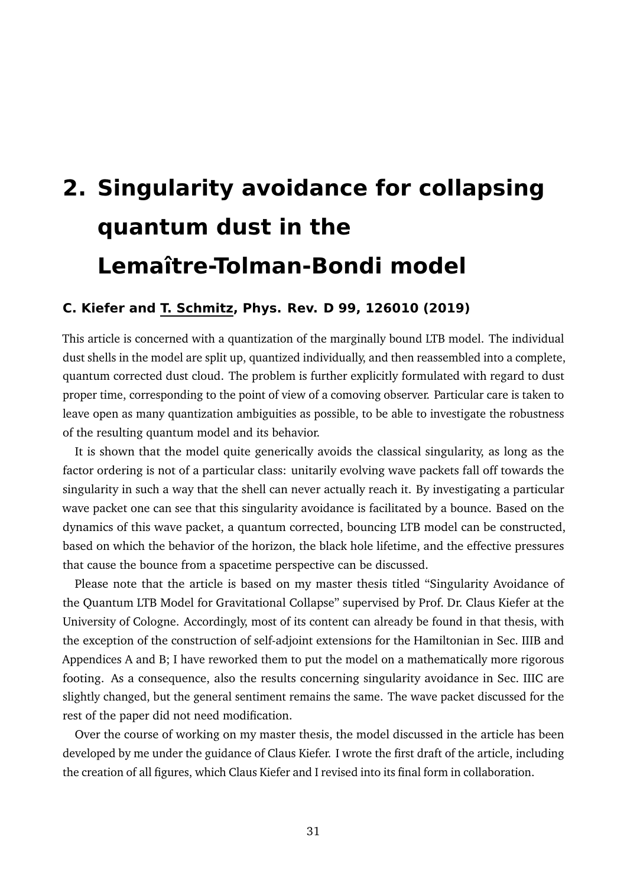# 2. Singularity avoidance for collapsing quantum dust in the Lemaître-Tolman-Bondi model

**C. Kiefer and T. Schmitz, Phys. Rev. D 99, 126010 (2019)**

This article is concerned with a quantization of the marginally bound LTB model. The individual dust shells in the model are split up, quantized individually, and then reassembled into a complete, quantum corrected dust cloud. The problem is further explicitly formulated with regard to dust proper time, corresponding to the point of view of a comoving observer. Particular care is taken to leave open as many quantization ambiguities as possible, to be able to investigate the robustness of the resulting quantum model and its behavior.

It is shown that the model quite generically avoids the classical singularity, as long as the factor ordering is not of a particular class: unitarily evolving wave packets fall off towards the singularity in such a way that the shell can never actually reach it. By investigating a particular wave packet one can see that this singularity avoidance is facilitated by a bounce. Based on the dynamics of this wave packet, a quantum corrected, bouncing LTB model can be constructed, based on which the behavior of the horizon, the black hole lifetime, and the effective pressures that cause the bounce from a spacetime perspective can be discussed.

Please note that the article is based on my master thesis titled "Singularity Avoidance of the Quantum LTB Model for Gravitational Collapse" supervised by Prof. Dr. Claus Kiefer at the University of Cologne. Accordingly, most of its content can already be found in that thesis, with the exception of the construction of self-adjoint extensions for the Hamiltonian in Sec. IIIB and Appendices A and B; I have reworked them to put the model on a mathematically more rigorous footing. As a consequence, also the results concerning singularity avoidance in Sec. IIIC are slightly changed, but the general sentiment remains the same. The wave packet discussed for the rest of the paper did not need modification.

Over the course of working on my master thesis, the model discussed in the article has been developed by me under the guidance of Claus Kiefer. I wrote the first draft of the article, including the creation of all figures, which Claus Kiefer and I revised into its final form in collaboration.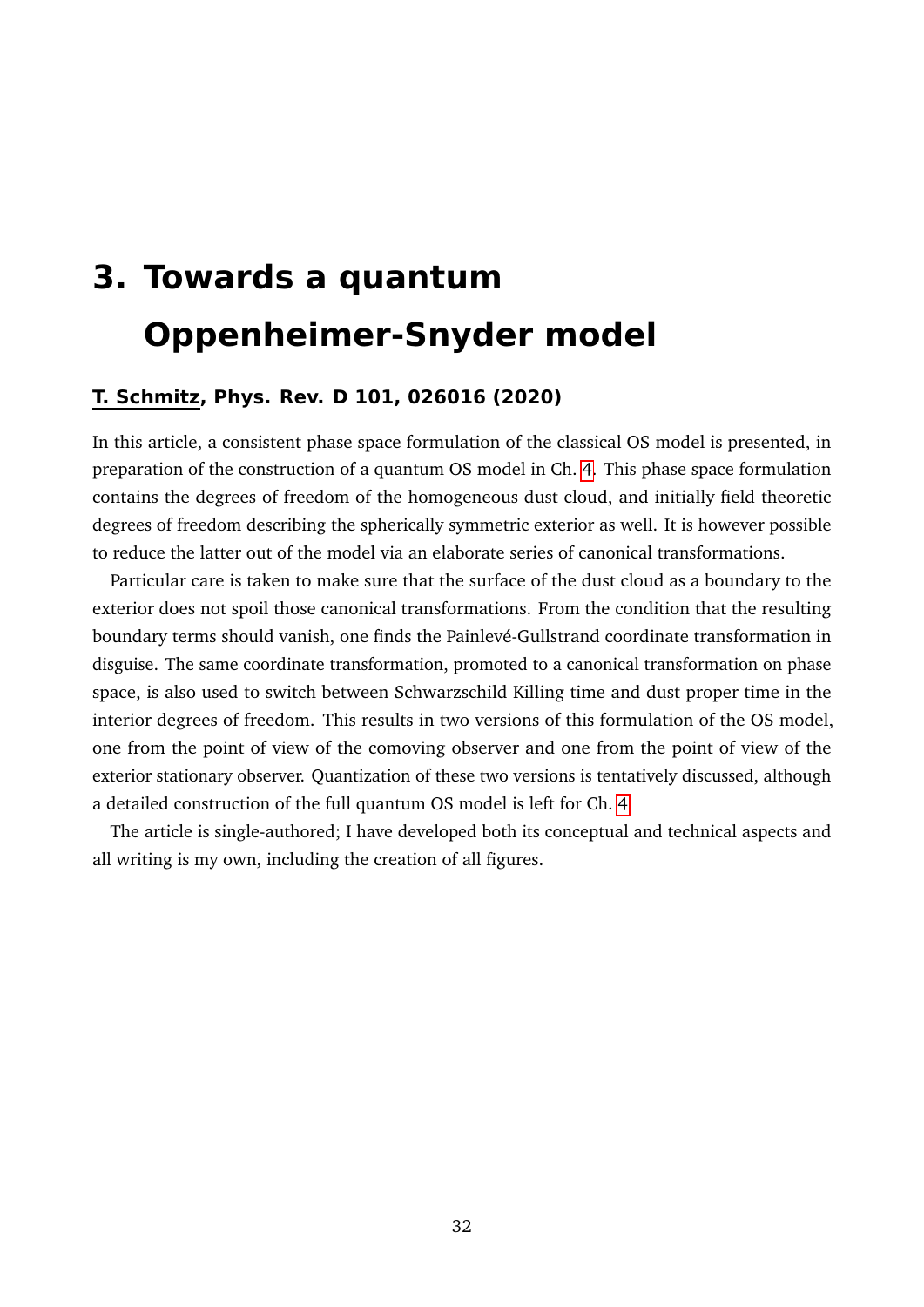# 3. Towards a quantum Oppenheimer-Snyder model

**T. Schmitz, Phys. Rev. D 101, 026016 (2020)**

In this article, a consistent phase space formulation of the classical OS model is presented, in preparation of the construction of a quantum OS model in Ch. 4. This phase space formulation contains the degrees of freedom of the homogeneous dust cloud, and initially field theoretic degrees of freedom describing the spherically symmetric exterior as well. It is however possible to reduce the latter out of the model via an elaborate series of canonical transformations.

Particular care is taken to make sure that the surface of the dust cloud as a boundary to the exterior does not spoil those canonical transformations. From the condition that the resulting boundary terms should vanish, one finds the Painlevé-Gullstrand coordinate transformation in disguise. The same coordinate transformation, promoted to a canonical transformation on phase space, is also used to switch between Schwarzschild Killing time and dust proper time in the interior degrees of freedom. This results in two versions of this formulation of the OS model, one from the point of view of the comoving observer and one from the point of view of the exterior stationary observer. Quantization of these two versions is tentatively discussed, although a detailed construction of the full quantum OS model is left for Ch. 4.

The article is single-authored; I have developed both its conceptual and technical aspects and all writing is my own, including the creation of all figures.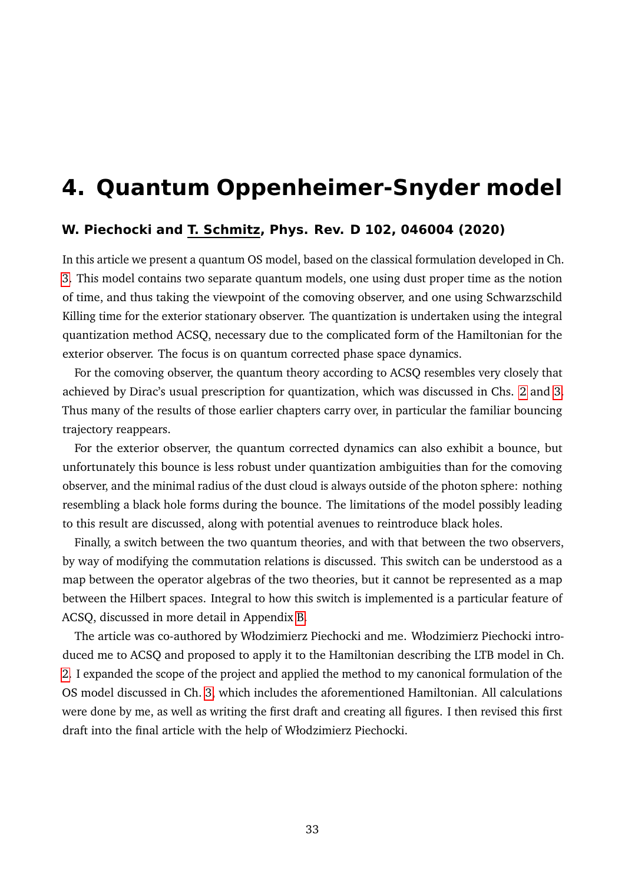# 4. Quantum Oppenheimer-Snyder model

### W. Piechocki and T. Schmitz, Phys. Rev. D 102, 046004 (2020)

In this article we present a quantum OS model, based on the classical formulation developed in Ch. 3. This model contains two separate quantum models, one using dust proper time as the notion of time, and thus taking the viewpoint of the comoving observer, and one using Schwarzschild Killing time for the exterior stationary observer. The quantization is undertaken using the integral quantization method ACSQ, necessary due to the complicated form of the Hamiltonian for the exterior observer. The focus is on quantum corrected phase space dynamics.

For the comoving observer, the quantum theory according to ACSQ resembles very closely that achieved by Dirac's usual prescription for quantization, which was discussed in Chs. 2 and 3. Thus many of the results of those earlier chapters carry over, in particular the familiar bouncing trajectory reappears.

For the exterior observer, the quantum corrected dynamics can also exhibit a bounce, but unfortunately this bounce is less robust under quantization ambiguities than for the comoving observer, and the minimal radius of the dust cloud is always outside of the photon sphere: nothing resembling a black hole forms during the bounce. The limitations of the model possibly leading to this result are discussed, along with potential avenues to reintroduce black holes.

Finally, a switch between the two quantum theories, and with that between the two observers, by way of modifying the commutation relations is discussed. This switch can be understood as a map between the operator algebras of the two theories, but it cannot be represented as a map between the Hilbert spaces. Integral to how this switch is implemented is a particular feature of ACSQ, discussed in more detail in Appendix B.

The article was co-authored by Włodzimierz Piechocki and me. Włodzimierz Piechocki introduced me to ACSQ and proposed to apply it to the Hamiltonian describing the LTB model in Ch. 2. I expanded the scope of the project and applied the method to my canonical formulation of the OS model discussed in Ch. 3, which includes the aforementioned Hamiltonian. All calculations were done by me, as well as writing the first draft and creating all figures. I then revised this first draft into the final article with the help of Włodzimierz Piechocki.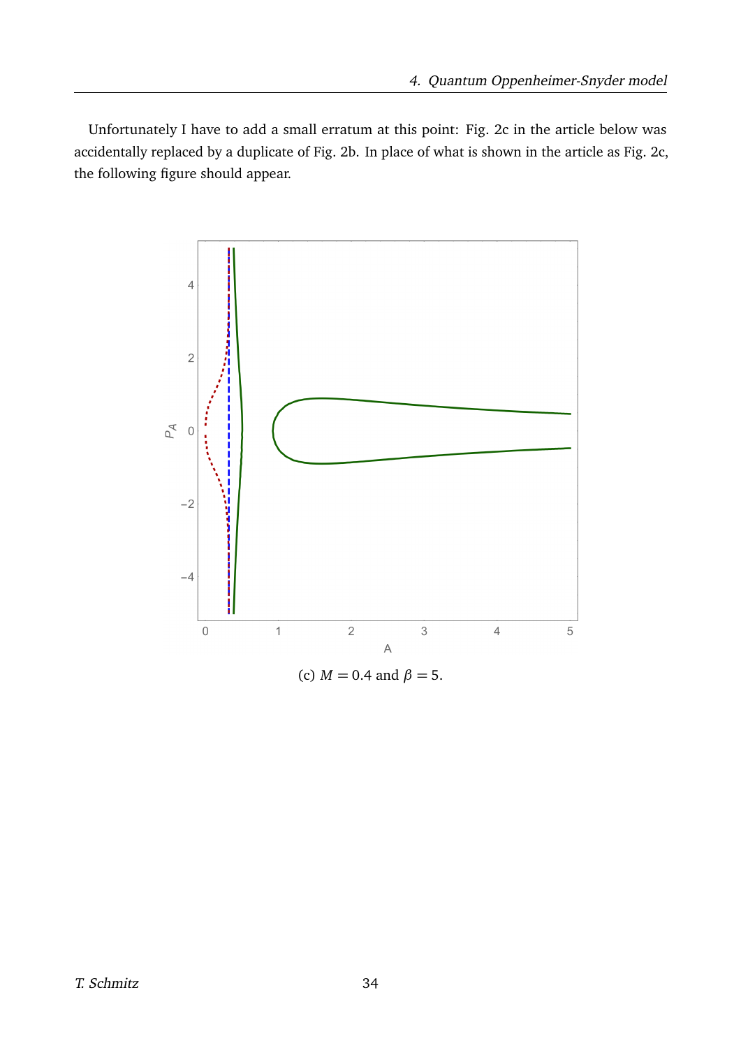Unfortunately I have to add a small erratum at this point: Fig. 2c in the article below was accidentally replaced by a duplicate of Fig. 2b. In place of what is shown in the article as Fig. 2c, the following figure should appear.

(c) $M = 0.4$ and $\beta = 5$.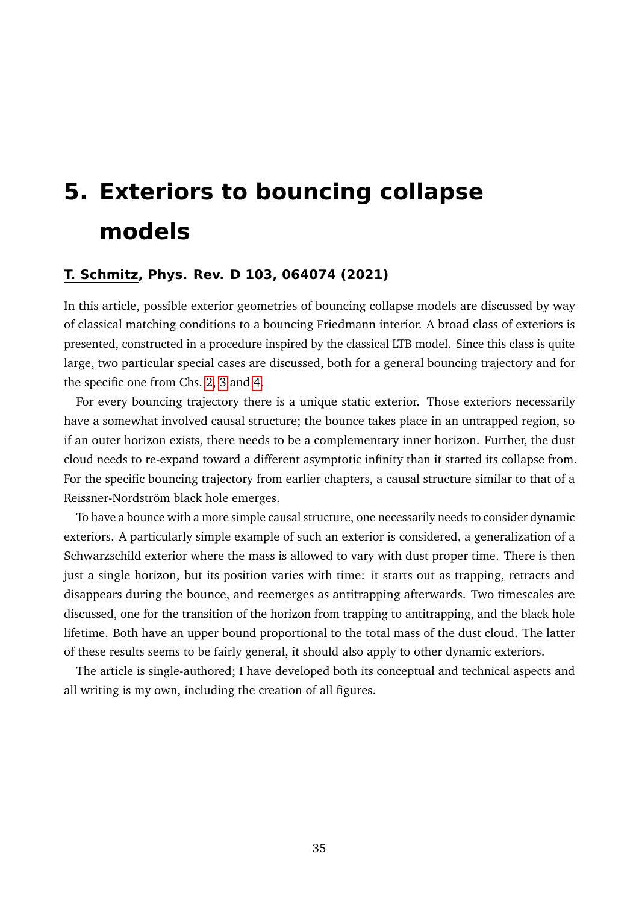# 5. Exteriors to bouncing collapse models

**T. Schmitz, Phys. Rev. D 103, 064074 (2021)**

In this article, possible exterior geometries of bouncing collapse models are discussed by way of classical matching conditions to a bouncing Friedmann interior. A broad class of exteriors is presented, constructed in a procedure inspired by the classical LTB model. Since this class is quite large, two particular special cases are discussed, both for a general bouncing trajectory and for the specific one from Chs. 2, 3 and 4.

For every bouncing trajectory there is a unique static exterior. Those exteriors necessarily have a somewhat involved causal structure; the bounce takes place in an untrapped region, so if an outer horizon exists, there needs to be a complementary inner horizon. Further, the dust cloud needs to re-expand toward a different asymptotic infinity than it started its collapse from. For the specific bouncing trajectory from earlier chapters, a causal structure similar to that of a Reissner-Nordström black hole emerges.

To have a bounce with a more simple causal structure, one necessarily needs to consider dynamic exteriors. A particularly simple example of such an exterior is considered, a generalization of a Schwarzschild exterior where the mass is allowed to vary with dust proper time. There is then just a single horizon, but its position varies with time: it starts out as trapping, retracts and disappears during the bounce, and reemerges as antitrapping afterwards. Two timescales are discussed, one for the transition of the horizon from trapping to antitrapping, and the black hole lifetime. Both have an upper bound proportional to the total mass of the dust cloud. The latter of these results seems to be fairly general, it should also apply to other dynamic exteriors.

The article is single-authored; I have developed both its conceptual and technical aspects and all writing is my own, including the creation of all figures.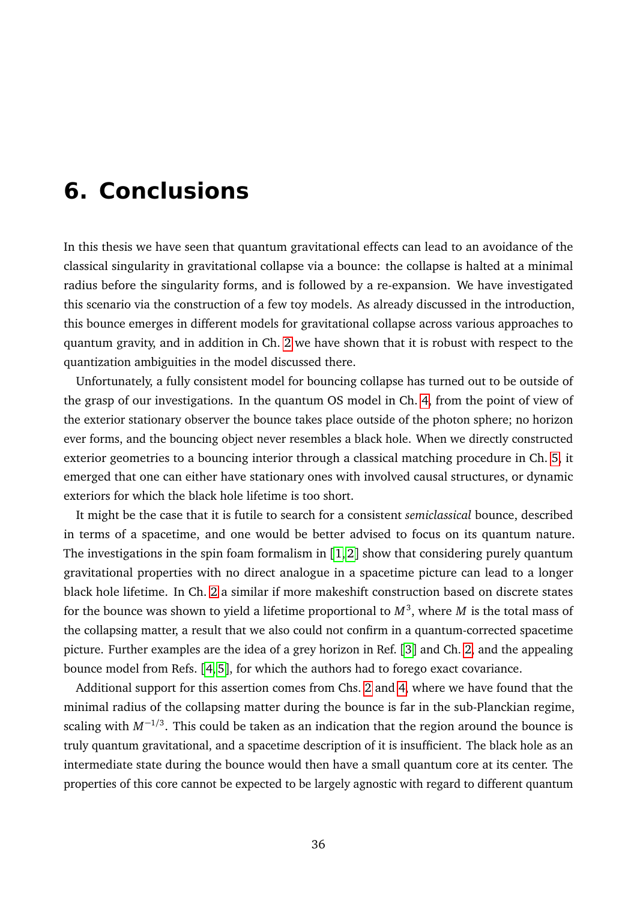# 6. Conclusions

In this thesis we have seen that quantum gravitational effects can lead to an avoidance of the classical singularity in gravitational collapse via a bounce: the collapse is halted at a minimal radius before the singularity forms, and is followed by a re-expansion. We have investigated this scenario via the construction of a few toy models. As already discussed in the introduction, this bounce emerges in different models for gravitational collapse across various approaches to quantum gravity, and in addition in Ch. 2 we have shown that it is robust with respect to the quantization ambiguities in the model discussed there.

Unfortunately, a fully consistent model for bouncing collapse has turned out to be outside of the grasp of our investigations. In the quantum OS model in Ch. 4, from the point of view of the exterior stationary observer the bounce takes place outside of the photon sphere; no horizon ever forms, and the bouncing object never resembles a black hole. When we directly constructed exterior geometries to a bouncing interior through a classical matching procedure in Ch. 5, it emerged that one can either have stationary ones with involved causal structures, or dynamic exteriors for which the black hole lifetime is too short.

It might be the case that it is futile to search for a consistent *semiclassical* bounce, described in terms of a spacetime, and one would be better advised to focus on its quantum nature. The investigations in the spin foam formalism in [1, 2] show that considering purely quantum gravitational properties with no direct analogue in a spacetime picture can lead to a longer black hole lifetime. In Ch. 2 a similar if more makeshift construction based on discrete states for the bounce was shown to yield a lifetime proportional to $M^3$, where $M$ is the total mass of the collapsing matter, a result that we also could not confirm in a quantum-corrected spacetime picture. Further examples are the idea of a grey horizon in Ref. [3] and Ch. 2, and the appealing bounce model from Refs. [4, 5], for which the authors had to forego exact covariance.

Additional support for this assertion comes from Chs. 2 and 4, where we have found that the minimal radius of the collapsing matter during the bounce is far in the sub-Planckian regime, scaling with $M^{-1/3}$. This could be taken as an indication that the region around the bounce is truly quantum gravitational, and a spacetime description of it is insufficient. The black hole as an intermediate state during the bounce would then have a small quantum core at its center. The properties of this core cannot be expected to be largely agnostic with regard to different quantum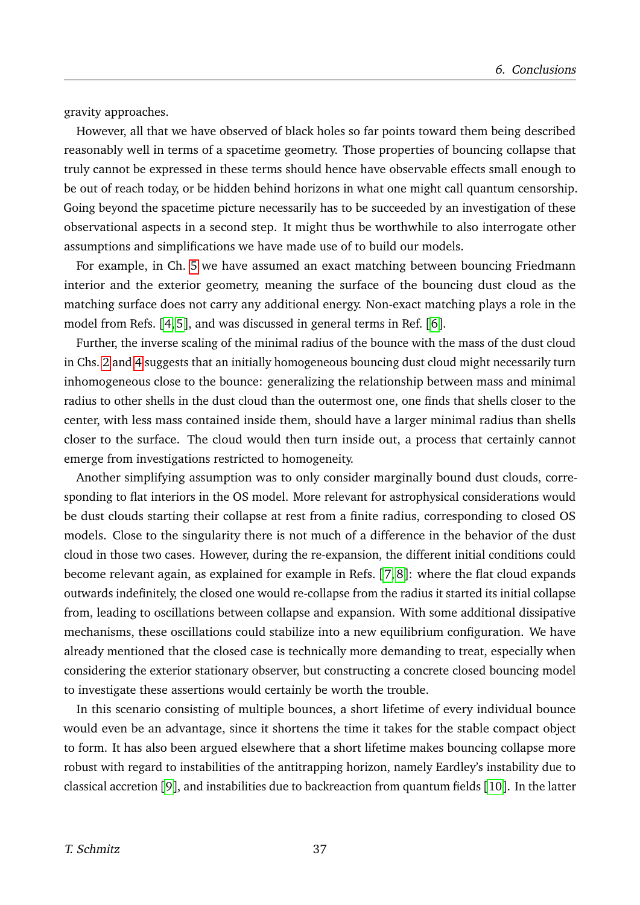gravity approaches.

However, all that we have observed of black holes so far points toward them being described reasonably well in terms of a spacetime geometry. Those properties of bouncing collapse that truly cannot be expressed in these terms should hence have observable effects small enough to be out of reach today, or be hidden behind horizons in what one might call quantum censorship. Going beyond the spacetime picture necessarily has to be succeeded by an investigation of these observational aspects in a second step. It might thus be worthwhile to also interrogate other assumptions and simplifications we have made use of to build our models.

For example, in Ch. 5 we have assumed an exact matching between bouncing Friedmann interior and the exterior geometry, meaning the surface of the bouncing dust cloud as the matching surface does not carry any additional energy. Non-exact matching plays a role in the model from Refs. [4, 5], and was discussed in general terms in Ref. [6].

Further, the inverse scaling of the minimal radius of the bounce with the mass of the dust cloud in Chs. 2 and 4 suggests that an initially homogeneous bouncing dust cloud might necessarily turn inhomogeneous close to the bounce: generalizing the relationship between mass and minimal radius to other shells in the dust cloud than the outermost one, one finds that shells closer to the center, with less mass contained inside them, should have a larger minimal radius than shells closer to the surface. The cloud would then turn inside out, a process that certainly cannot emerge from investigations restricted to homogeneity.

Another simplifying assumption was to only consider marginally bound dust clouds, corresponding to flat interiors in the OS model. More relevant for astrophysical considerations would be dust clouds starting their collapse at rest from a finite radius, corresponding to closed OS models. Close to the singularity there is not much of a difference in the behavior of the dust cloud in those two cases. However, during the re-expansion, the different initial conditions could become relevant again, as explained for example in Refs. [7, 8]: where the flat cloud expands outwards indefinitely, the closed one would re-collapse from the radius it started its initial collapse from, leading to oscillations between collapse and expansion. With some additional dissipative mechanisms, these oscillations could stabilize into a new equilibrium configuration. We have already mentioned that the closed case is technically more demanding to treat, especially when considering the exterior stationary observer, but constructing a concrete closed bouncing model to investigate these assertions would certainly be worth the trouble.

In this scenario consisting of multiple bounces, a short lifetime of every individual bounce would even be an advantage, since it shortens the time it takes for the stable compact object to form. It has also been argued elsewhere that a short lifetime makes bouncing collapse more robust with regard to instabilities of the antitrapping horizon, namely Eardley's instability due to classical accretion [9], and instabilities due to backreaction from quantum fields [10]. In the latter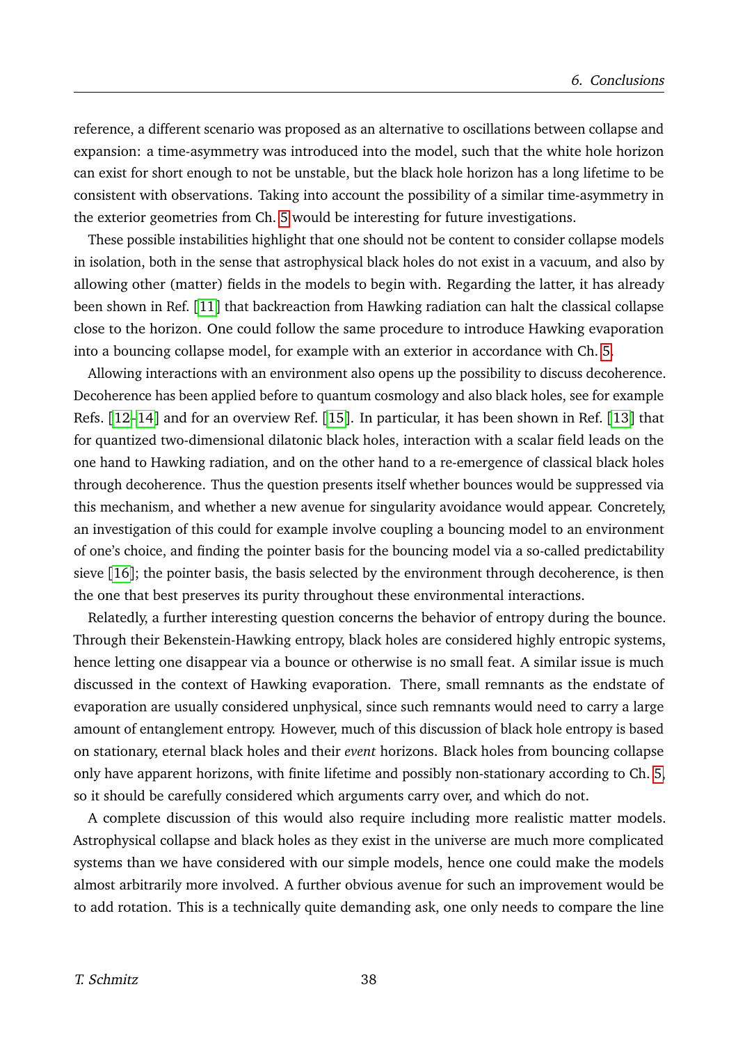reference, a different scenario was proposed as an alternative to oscillations between collapse and expansion: a time-asymmetry was introduced into the model, such that the white hole horizon can exist for short enough to not be unstable, but the black hole horizon has a long lifetime to be consistent with observations. Taking into account the possibility of a similar time-asymmetry in the exterior geometries from Ch. 5 would be interesting for future investigations.

These possible instabilities highlight that one should not be content to consider collapse models in isolation, both in the sense that astrophysical black holes do not exist in a vacuum, and also by allowing other (matter) fields in the models to begin with. Regarding the latter, it has already been shown in Ref. [11] that backreaction from Hawking radiation can halt the classical collapse close to the horizon. One could follow the same procedure to introduce Hawking evaporation into a bouncing collapse model, for example with an exterior in accordance with Ch. 5.

Allowing interactions with an environment also opens up the possibility to discuss decoherence. Decoherence has been applied before to quantum cosmology and also black holes, see for example Refs. [12–14] and for an overview Ref. [15]. In particular, it has been shown in Ref. [13] that for quantized two-dimensional dilatonic black holes, interaction with a scalar field leads on the one hand to Hawking radiation, and on the other hand to a re-emergence of classical black holes through decoherence. Thus the question presents itself whether bounces would be suppressed via this mechanism, and whether a new avenue for singularity avoidance would appear. Concretely, an investigation of this could for example involve coupling a bouncing model to an environment of one's choice, and finding the pointer basis for the bouncing model via a so-called predictability sieve [16]; the pointer basis, the basis selected by the environment through decoherence, is then the one that best preserves its purity throughout these environmental interactions.

Relatedly, a further interesting question concerns the behavior of entropy during the bounce. Through their Bekenstein-Hawking entropy, black holes are considered highly entropic systems, hence letting one disappear via a bounce or otherwise is no small feat. A similar issue is much discussed in the context of Hawking evaporation. There, small remnants as the endstate of evaporation are usually considered unphysical, since such remnants would need to carry a large amount of entanglement entropy. However, much of this discussion of black hole entropy is based on stationary, eternal black holes and their *event* horizons. Black holes from bouncing collapse only have apparent horizons, with finite lifetime and possibly non-stationary according to Ch. 5, so it should be carefully considered which arguments carry over, and which do not.

A complete discussion of this would also require including more realistic matter models. Astrophysical collapse and black holes as they exist in the universe are much more complicated systems than we have considered with our simple models, hence one could make the models almost arbitrarily more involved. A further obvious avenue for such an improvement would be to add rotation. This is a technically quite demanding ask, one only needs to compare the line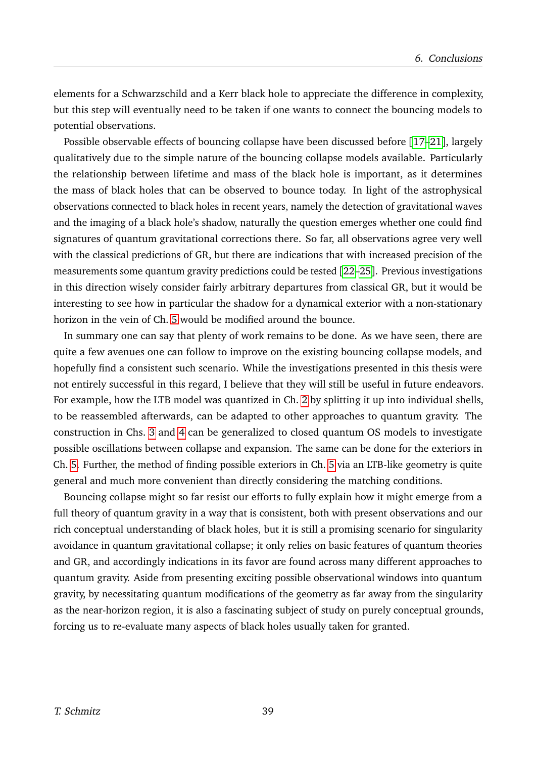elements for a Schwarzschild and a Kerr black hole to appreciate the difference in complexity, but this step will eventually need to be taken if one wants to connect the bouncing models to potential observations.

Possible observable effects of bouncing collapse have been discussed before [17–21], largely qualitatively due to the simple nature of the bouncing collapse models available. Particularly the relationship between lifetime and mass of the black hole is important, as it determines the mass of black holes that can be observed to bounce today. In light of the astrophysical observations connected to black holes in recent years, namely the detection of gravitational waves and the imaging of a black hole's shadow, naturally the question emerges whether one could find signatures of quantum gravitational corrections there. So far, all observations agree very well with the classical predictions of GR, but there are indications that with increased precision of the measurements some quantum gravity predictions could be tested [22–25]. Previous investigations in this direction wisely consider fairly arbitrary departures from classical GR, but it would be interesting to see how in particular the shadow for a dynamical exterior with a non-stationary horizon in the vein of Ch. 5 would be modified around the bounce.

In summary one can say that plenty of work remains to be done. As we have seen, there are quite a few avenues one can follow to improve on the existing bouncing collapse models, and hopefully find a consistent such scenario. While the investigations presented in this thesis were not entirely successful in this regard, I believe that they will still be useful in future endeavors. For example, how the LTB model was quantized in Ch. 2 by splitting it up into individual shells, to be reassembled afterwards, can be adapted to other approaches to quantum gravity. The construction in Chs. 3 and 4 can be generalized to closed quantum OS models to investigate possible oscillations between collapse and expansion. The same can be done for the exteriors in Ch. 5. Further, the method of finding possible exteriors in Ch. 5 via an LTB-like geometry is quite general and much more convenient than directly considering the matching conditions.

Bouncing collapse might so far resist our efforts to fully explain how it might emerge from a full theory of quantum gravity in a way that is consistent, both with present observations and our rich conceptual understanding of black holes, but it is still a promising scenario for singularity avoidance in quantum gravitational collapse; it only relies on basic features of quantum theories and GR, and accordingly indications in its favor are found across many different approaches to quantum gravity. Aside from presenting exciting possible observational windows into quantum gravity, by necessitating quantum modifications of the geometry as far away from the singularity as the near-horizon region, it is also a fascinating subject of study on purely conceptual grounds, forcing us to re-evaluate many aspects of black holes usually taken for granted.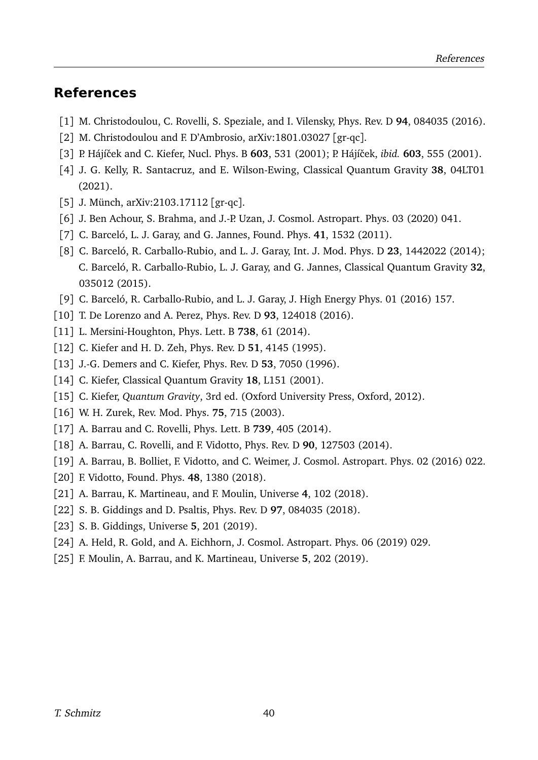## References

[1] M. Christodoulou, C. Rovelli, S. Speziale, and I. Vilensky, Phys. Rev. D **94**, 084035 (2016).

[2] M. Christodoulou and F. D'Ambrosio, arXiv:1801.03027 [gr-qc].

[3] P. Hájíček and C. Kiefer, Nucl. Phys. B **603**, 531 (2001); P. Hájíček, *ibid.* **603**, 555 (2001).

[4] J. G. Kelly, R. Santacruz, and E. Wilson-Ewing, Classical Quantum Gravity **38**, 04LT01 (2021).

[5] J. Münch, arXiv:2103.17112 [gr-qc].

[6] J. Ben Achour, S. Brahma, and J.-P. Uzan, J. Cosmol. Astropart. Phys. 03 (2020) 041.

[7] C. Barceló, L. J. Garay, and G. Jannes, Found. Phys. **41**, 1532 (2011).

[8] C. Barceló, R. Carballo-Rubio, and L. J. Garay, Int. J. Mod. Phys. D **23**, 1442022 (2014); C. Barceló, R. Carballo-Rubio, L. J. Garay, and G. Jannes, Classical Quantum Gravity **32**, 035012 (2015).

[9] C. Barceló, R. Carballo-Rubio, and L. J. Garay, J. High Energy Phys. 01 (2016) 157.

[10] T. De Lorenzo and A. Perez, Phys. Rev. D **93**, 124018 (2016).

[11] L. Mersini-Houghton, Phys. Lett. B **738**, 61 (2014).

[12] C. Kiefer and H. D. Zeh, Phys. Rev. D **51**, 4145 (1995).

[13] J.-G. Demers and C. Kiefer, Phys. Rev. D **53**, 7050 (1996).

[14] C. Kiefer, Classical Quantum Gravity **18**, L151 (2001).

[15] C. Kiefer, *Quantum Gravity*, 3rd ed. (Oxford University Press, Oxford, 2012).

[16] W. H. Zurek, Rev. Mod. Phys. **75**, 715 (2003).

[17] A. Barrau and C. Rovelli, Phys. Lett. B **739**, 405 (2014).

[18] A. Barrau, C. Rovelli, and F. Vidotto, Phys. Rev. D **90**, 127503 (2014).

[19] A. Barrau, B. Bolliet, F. Vidotto, and C. Weimer, J. Cosmol. Astropart. Phys. 02 (2016) 022.

[20] F. Vidotto, Found. Phys. **48**, 1380 (2018).

[21] A. Barrau, K. Martineau, and F. Moulin, Universe **4**, 102 (2018).

[22] S. B. Giddings and D. Psaltis, Phys. Rev. D **97**, 084035 (2018).

[23] S. B. Giddings, Universe **5**, 201 (2019).

[24] A. Held, R. Gold, and A. Eichhorn, J. Cosmol. Astropart. Phys. 06 (2019) 029.

[25] F. Moulin, A. Barrau, and K. Martineau, Universe **5**, 202 (2019).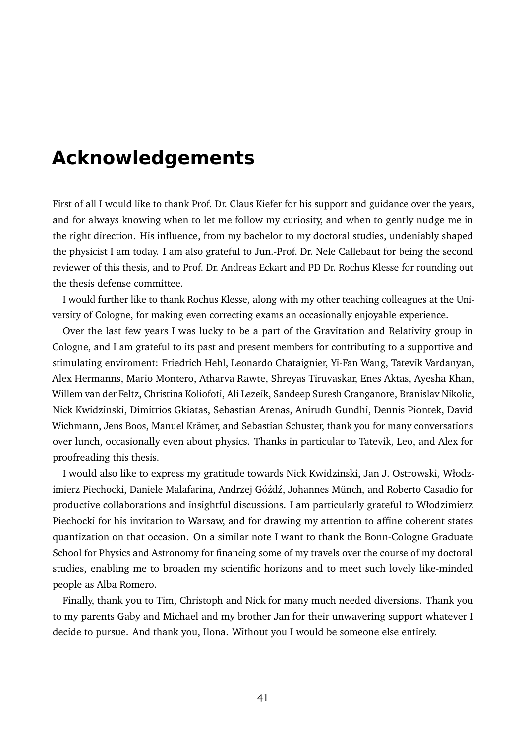# Acknowledgements

First of all I would like to thank Prof. Dr. Claus Kiefer for his support and guidance over the years, and for always knowing when to let me follow my curiosity, and when to gently nudge me in the right direction. His influence, from my bachelor to my doctoral studies, undeniably shaped the physicist I am today. I am also grateful to Jun.-Prof. Dr. Nele Callebaut for being the second reviewer of this thesis, and to Prof. Dr. Andreas Eckart and PD Dr. Rochus Klesse for rounding out the thesis defense committee.

I would further like to thank Rochus Klesse, along with my other teaching colleagues at the University of Cologne, for making even correcting exams an occasionally enjoyable experience.

Over the last few years I was lucky to be a part of the Gravitation and Relativity group in Cologne, and I am grateful to its past and present members for contributing to a supportive and stimulating enviroment: Friedrich Hehl, Leonardo Chataignier, Yi-Fan Wang, Tatevik Vardanyan, Alex Hermanns, Mario Montero, Atharva Rawte, Shreyas Tiruvaskar, Enes Aktas, Ayesha Khan, Willem van der Feltz, Christina Koliofoti, Ali Lezeik, Sandeep Suresh Cranganore, Branislav Nikolic, Nick Kwidzinski, Dimitrios Gkiatas, Sebastian Arenas, Anirudh Gundhi, Dennis Piontek, David Wichmann, Jens Boos, Manuel Krämer, and Sebastian Schuster, thank you for many conversations over lunch, occasionally even about physics. Thanks in particular to Tatevik, Leo, and Alex for proofreading this thesis.

I would also like to express my gratitude towards Nick Kwidzinski, Jan J. Ostrowski, Włodzimierz Piechocki, Daniele Malafarina, Andrzej Góźdź, Johannes Münch, and Roberto Casadio for productive collaborations and insightful discussions. I am particularly grateful to Włodzimierz Piechocki for his invitation to Warsaw, and for drawing my attention to affine coherent states quantization on that occasion. On a similar note I want to thank the Bonn-Cologne Graduate School for Physics and Astronomy for financing some of my travels over the course of my doctoral studies, enabling me to broaden my scientific horizons and to meet such lovely like-minded people as Alba Romero.

Finally, thank you to Tim, Christoph and Nick for many much needed diversions. Thank you to my parents Gaby and Michael and my brother Jan for their unwavering support whatever I decide to pursue. And thank you, Ilona. Without you I would be someone else entirely.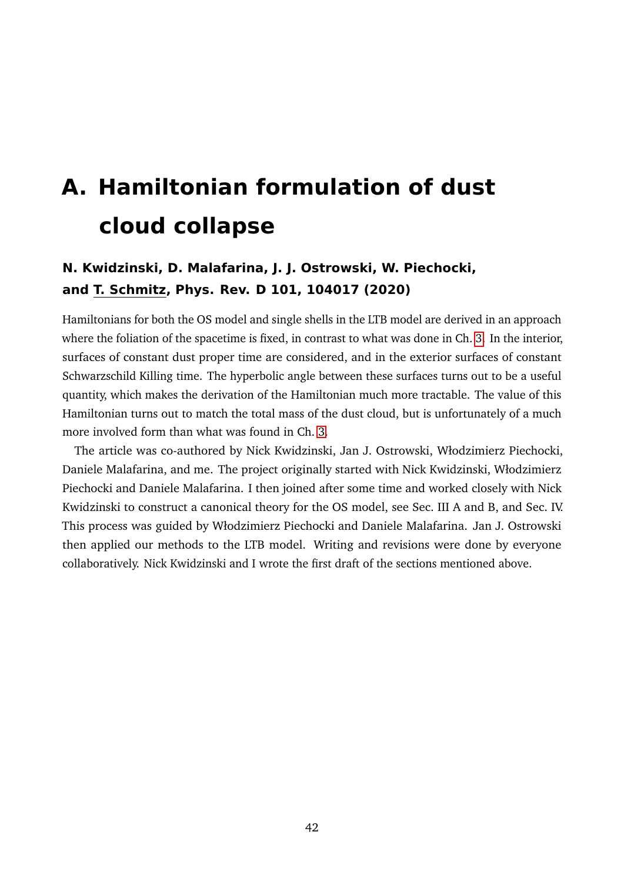# A. Hamiltonian formulation of dust cloud collapse

**N. Kwidzinski, D. Malafarina, J. J. Ostrowski, W. Piechocki, and T. Schmitz, Phys. Rev. D 101, 104017 (2020)**

Hamiltonians for both the OS model and single shells in the LTB model are derived in an approach where the foliation of the spacetime is fixed, in contrast to what was done in Ch. 3. In the interior, surfaces of constant dust proper time are considered, and in the exterior surfaces of constant Schwarzschild Killing time. The hyperbolic angle between these surfaces turns out to be a useful quantity, which makes the derivation of the Hamiltonian much more tractable. The value of this Hamiltonian turns out to match the total mass of the dust cloud, but is unfortunately of a much more involved form than what was found in Ch. 3.

The article was co-authored by Nick Kwidzinski, Jan J. Ostrowski, Włodzimierz Piechocki, Daniele Malafarina, and me. The project originally started with Nick Kwidzinski, Włodzimierz Piechocki and Daniele Malafarina. I then joined after some time and worked closely with Nick Kwidzinski to construct a canonical theory for the OS model, see Sec. III A and B, and Sec. IV. This process was guided by Włodzimierz Piechocki and Daniele Malafarina. Jan J. Ostrowski then applied our methods to the LTB model. Writing and revisions were done by everyone collaboratively. Nick Kwidzinski and I wrote the first draft of the sections mentioned above.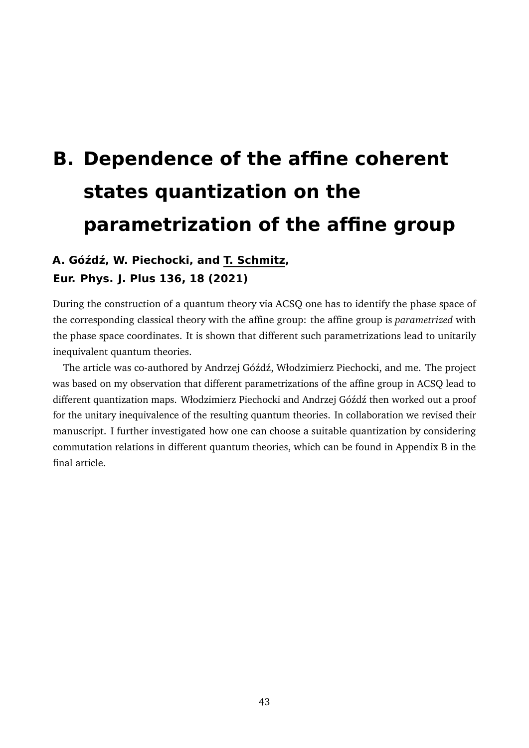# B. Dependence of the affine coherent states quantization on the parametrization of the affine group

**A. Góźdź, W. Piechocki, and <u>T. Schmitz</u>,**
**Eur. Phys. J. Plus 136, 18 (2021)**

During the construction of a quantum theory via ACSQ one has to identify the phase space of the corresponding classical theory with the affine group: the affine group is *parametrized* with the phase space coordinates. It is shown that different such parametrizations lead to unitarily inequivalent quantum theories.

The article was co-authored by Andrzej Góźdź, Włodzimierz Piechocki, and me. The project was based on my observation that different parametrizations of the affine group in ACSQ lead to different quantization maps. Włodzimierz Piechocki and Andrzej Góźdź then worked out a proof for the unitary inequivalence of the resulting quantum theories. In collaboration we revised their manuscript. I further investigated how one can choose a suitable quantization by considering commutation relations in different quantum theories, which can be found in Appendix B in the final article.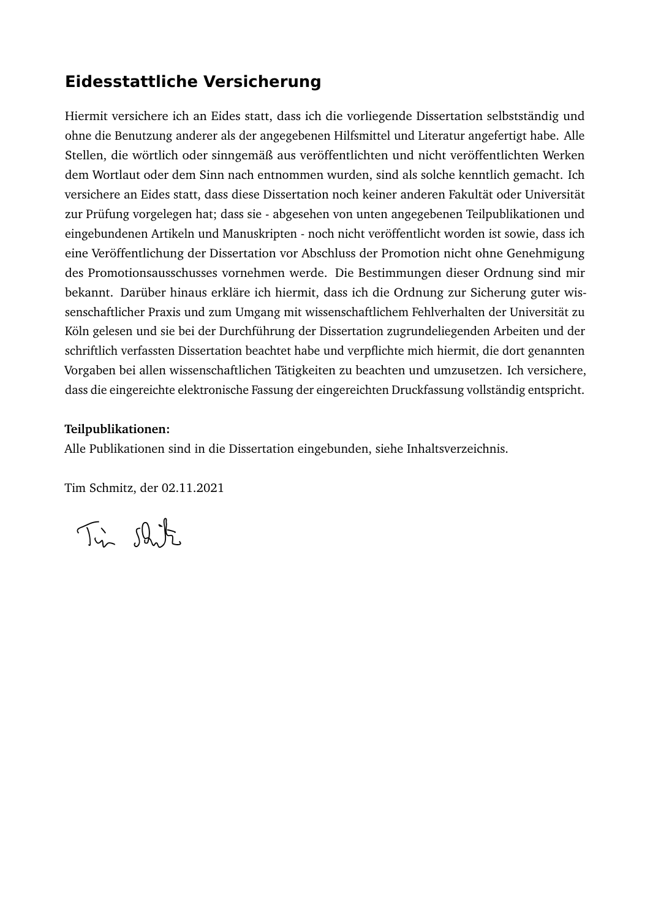## Eidesstattliche Versicherung

Hiermit versichere ich an Eides statt, dass ich die vorliegende Dissertation selbstständig und ohne die Benutzung anderer als der angegebenen Hilfsmittel und Literatur angefertigt habe. Alle Stellen, die wörtlich oder sinngemäß aus veröffentlichten und nicht veröffentlichten Werken dem Wortlaut oder dem Sinn nach entnommen wurden, sind als solche kenntlich gemacht. Ich versichere an Eides statt, dass diese Dissertation noch keiner anderen Fakultät oder Universität zur Prüfung vorgelegen hat; dass sie - abgesehen von unten angegebenen Teilpublikationen und eingebundenen Artikeln und Manuskripten - noch nicht veröffentlicht worden ist sowie, dass ich eine Veröffentlichung der Dissertation vor Abschluss der Promotion nicht ohne Genehmigung des Promotionsausschusses vornehmen werde. Die Bestimmungen dieser Ordnung sind mir bekannt. Darüber hinaus erkläre ich hiermit, dass ich die Ordnung zur Sicherung guter wissenschaftlicher Praxis und zum Umgang mit wissenschaftlichem Fehlverhalten der Universität zu Köln gelesen und sie bei der Durchführung der Dissertation zugrundeliegenden Arbeiten und der schriftlich verfassten Dissertation beachtet habe und verpflichte mich hiermit, die dort genannten Vorgaben bei allen wissenschaftlichen Tätigkeiten zu beachten und umzusetzen. Ich versichere, dass die eingereichte elektronische Fassung der eingereichten Druckfassung vollständig entspricht.

**Teilpublikationen:**
Alle Publikationen sind in die Dissertation eingebunden, siehe Inhaltsverzeichnis.

Tim Schmitz, der 02.11.2021